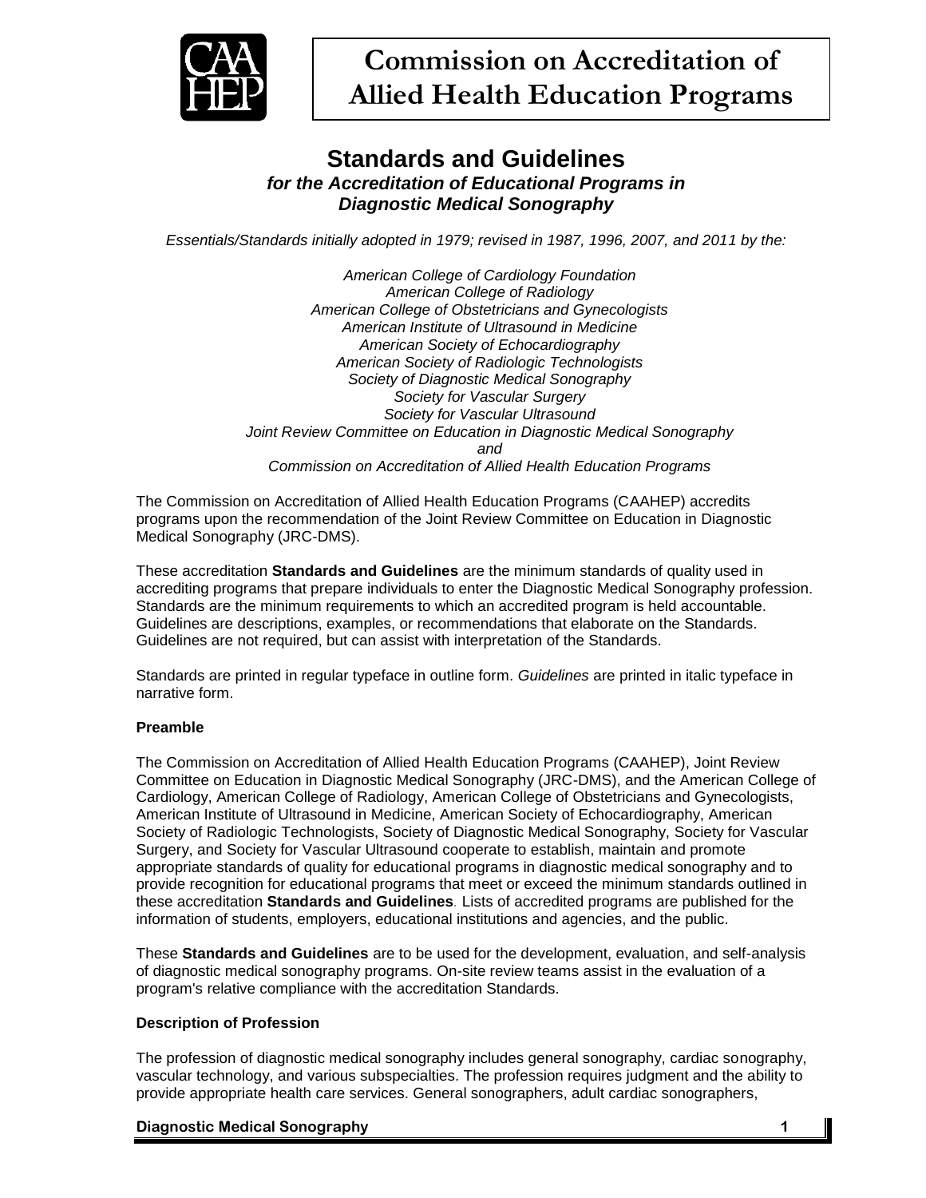# Commission on Accreditation of Allied Health Education Programs

## Standards and Guidelines

***for the Accreditation of Educational Programs in Diagnostic Medical Sonography***

*Essentials/Standards initially adopted in 1979; revised in 1987, 1996, 2007, and 2011 by the:*

*American College of Cardiology Foundation*
*American College of Radiology*
*American College of Obstetricians and Gynecologists*
*American Institute of Ultrasound in Medicine*
*American Society of Echocardiography*
*American Society of Radiologic Technologists*
*Society of Diagnostic Medical Sonography*
*Society for Vascular Surgery*
*Society for Vascular Ultrasound*
*Joint Review Committee on Education in Diagnostic Medical Sonography*
*and*
*Commission on Accreditation of Allied Health Education Programs*

The Commission on Accreditation of Allied Health Education Programs (CAAHEP) accredits programs upon the recommendation of the Joint Review Committee on Education in Diagnostic Medical Sonography (JRC-DMS).

These accreditation **Standards and Guidelines** are the minimum standards of quality used in accrediting programs that prepare individuals to enter the Diagnostic Medical Sonography profession. Standards are the minimum requirements to which an accredited program is held accountable. Guidelines are descriptions, examples, or recommendations that elaborate on the Standards. Guidelines are not required, but can assist with interpretation of the Standards.

Standards are printed in regular typeface in outline form. *Guidelines* are printed in italic typeface in narrative form.

**Preamble**

The Commission on Accreditation of Allied Health Education Programs (CAAHEP), Joint Review Committee on Education in Diagnostic Medical Sonography (JRC-DMS), and the American College of Cardiology, American College of Radiology, American College of Obstetricians and Gynecologists, American Institute of Ultrasound in Medicine, American Society of Echocardiography, American Society of Radiologic Technologists, Society of Diagnostic Medical Sonography, Society for Vascular Surgery, and Society for Vascular Ultrasound cooperate to establish, maintain and promote appropriate standards of quality for educational programs in diagnostic medical sonography and to provide recognition for educational programs that meet or exceed the minimum standards outlined in these accreditation **Standards and Guidelines***.* Lists of accredited programs are published for the information of students, employers, educational institutions and agencies, and the public.

These **Standards and Guidelines** are to be used for the development, evaluation, and self-analysis of diagnostic medical sonography programs. On-site review teams assist in the evaluation of a program's relative compliance with the accreditation Standards.

**Description of Profession**

The profession of diagnostic medical sonography includes general sonography, cardiac sonography, vascular technology, and various subspecialties. The profession requires judgment and the ability to provide appropriate health care services. General sonographers, adult cardiac sonographers,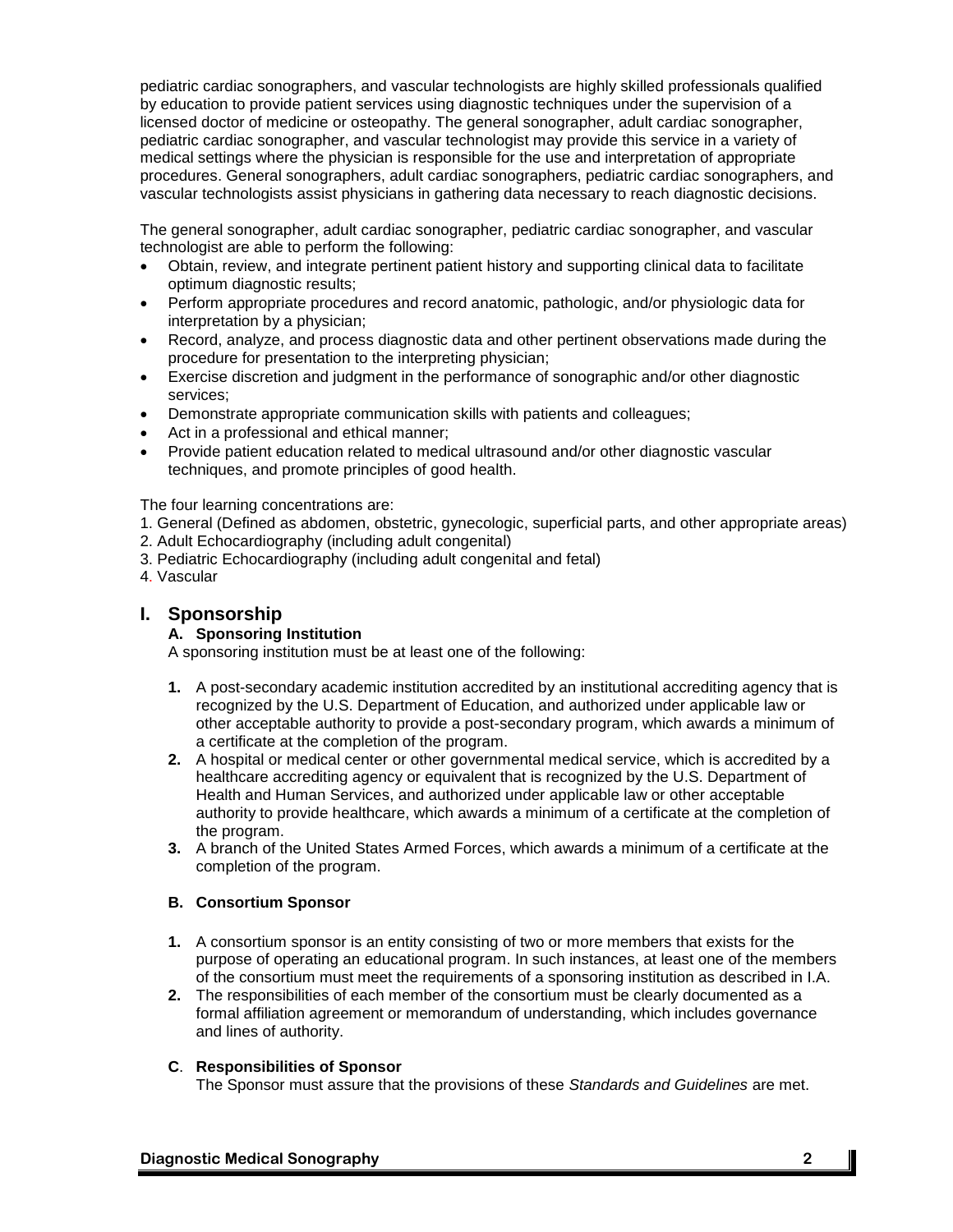pediatric cardiac sonographers, and vascular technologists are highly skilled professionals qualified by education to provide patient services using diagnostic techniques under the supervision of a licensed doctor of medicine or osteopathy. The general sonographer, adult cardiac sonographer, pediatric cardiac sonographer, and vascular technologist may provide this service in a variety of medical settings where the physician is responsible for the use and interpretation of appropriate procedures. General sonographers, adult cardiac sonographers, pediatric cardiac sonographers, and vascular technologists assist physicians in gathering data necessary to reach diagnostic decisions.

The general sonographer, adult cardiac sonographer, pediatric cardiac sonographer, and vascular technologist are able to perform the following:

- Obtain, review, and integrate pertinent patient history and supporting clinical data to facilitate optimum diagnostic results;
- Perform appropriate procedures and record anatomic, pathologic, and/or physiologic data for interpretation by a physician;
- Record, analyze, and process diagnostic data and other pertinent observations made during the procedure for presentation to the interpreting physician;
- Exercise discretion and judgment in the performance of sonographic and/or other diagnostic services;
- Demonstrate appropriate communication skills with patients and colleagues;
- Act in a professional and ethical manner;
- Provide patient education related to medical ultrasound and/or other diagnostic vascular techniques, and promote principles of good health.

The four learning concentrations are:

1. General (Defined as abdomen, obstetric, gynecologic, superficial parts, and other appropriate areas)
2. Adult Echocardiography (including adult congenital)
3. Pediatric Echocardiography (including adult congenital and fetal)
4. Vascular

## I. Sponsorship

### A. Sponsoring Institution

A sponsoring institution must be at least one of the following:

1. A post-secondary academic institution accredited by an institutional accrediting agency that is recognized by the U.S. Department of Education, and authorized under applicable law or other acceptable authority to provide a post-secondary program, which awards a minimum of a certificate at the completion of the program.
2. A hospital or medical center or other governmental medical service, which is accredited by a healthcare accrediting agency or equivalent that is recognized by the U.S. Department of Health and Human Services, and authorized under applicable law or other acceptable authority to provide healthcare, which awards a minimum of a certificate at the completion of the program.
3. A branch of the United States Armed Forces, which awards a minimum of a certificate at the completion of the program.

### B. Consortium Sponsor

1. A consortium sponsor is an entity consisting of two or more members that exists for the purpose of operating an educational program. In such instances, at least one of the members of the consortium must meet the requirements of a sponsoring institution as described in I.A.
2. The responsibilities of each member of the consortium must be clearly documented as a formal affiliation agreement or memorandum of understanding, which includes governance and lines of authority.

### C. Responsibilities of Sponsor

The Sponsor must assure that the provisions of these *Standards and Guidelines* are met.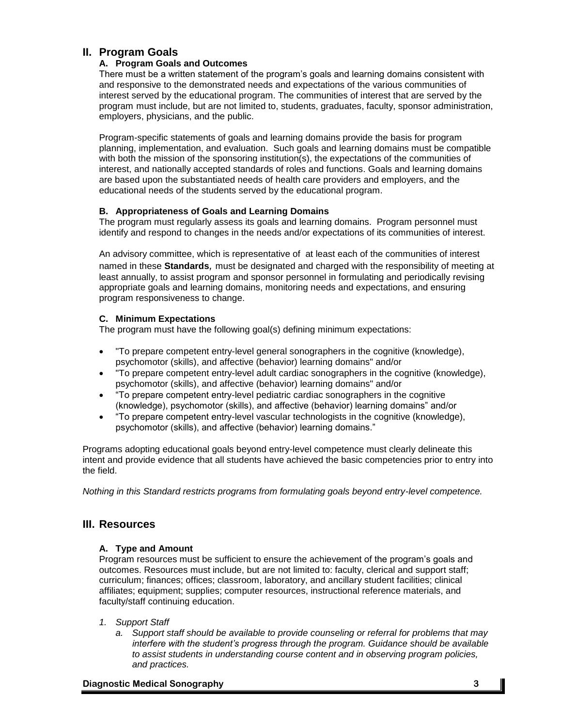## II. Program Goals

### A. Program Goals and Outcomes

There must be a written statement of the program's goals and learning domains consistent with and responsive to the demonstrated needs and expectations of the various communities of interest served by the educational program. The communities of interest that are served by the program must include, but are not limited to, students, graduates, faculty, sponsor administration, employers, physicians, and the public.

Program-specific statements of goals and learning domains provide the basis for program planning, implementation, and evaluation. Such goals and learning domains must be compatible with both the mission of the sponsoring institution(s), the expectations of the communities of interest, and nationally accepted standards of roles and functions. Goals and learning domains are based upon the substantiated needs of health care providers and employers, and the educational needs of the students served by the educational program.

### B. Appropriateness of Goals and Learning Domains

The program must regularly assess its goals and learning domains. Program personnel must identify and respond to changes in the needs and/or expectations of its communities of interest.

An advisory committee, which is representative of at least each of the communities of interest named in these **Standards**, must be designated and charged with the responsibility of meeting at least annually, to assist program and sponsor personnel in formulating and periodically revising appropriate goals and learning domains, monitoring needs and expectations, and ensuring program responsiveness to change.

### C. Minimum Expectations

The program must have the following goal(s) defining minimum expectations:

- "To prepare competent entry-level general sonographers in the cognitive (knowledge), psychomotor (skills), and affective (behavior) learning domains" and/or
- "To prepare competent entry-level adult cardiac sonographers in the cognitive (knowledge), psychomotor (skills), and affective (behavior) learning domains" and/or
- "To prepare competent entry-level pediatric cardiac sonographers in the cognitive (knowledge), psychomotor (skills), and affective (behavior) learning domains" and/or
- "To prepare competent entry-level vascular technologists in the cognitive (knowledge), psychomotor (skills), and affective (behavior) learning domains."

Programs adopting educational goals beyond entry-level competence must clearly delineate this intent and provide evidence that all students have achieved the basic competencies prior to entry into the field.

*Nothing in this Standard restricts programs from formulating goals beyond entry-level competence.*

## III. Resources

### A. Type and Amount

Program resources must be sufficient to ensure the achievement of the program's goals and outcomes. Resources must include, but are not limited to: faculty, clerical and support staff; curriculum; finances; offices; classroom, laboratory, and ancillary student facilities; clinical affiliates; equipment; supplies; computer resources, instructional reference materials, and faculty/staff continuing education.

1. *Support Staff*
   a. *Support staff should be available to provide counseling or referral for problems that may interfere with the student's progress through the program. Guidance should be available to assist students in understanding course content and in observing program policies, and practices.*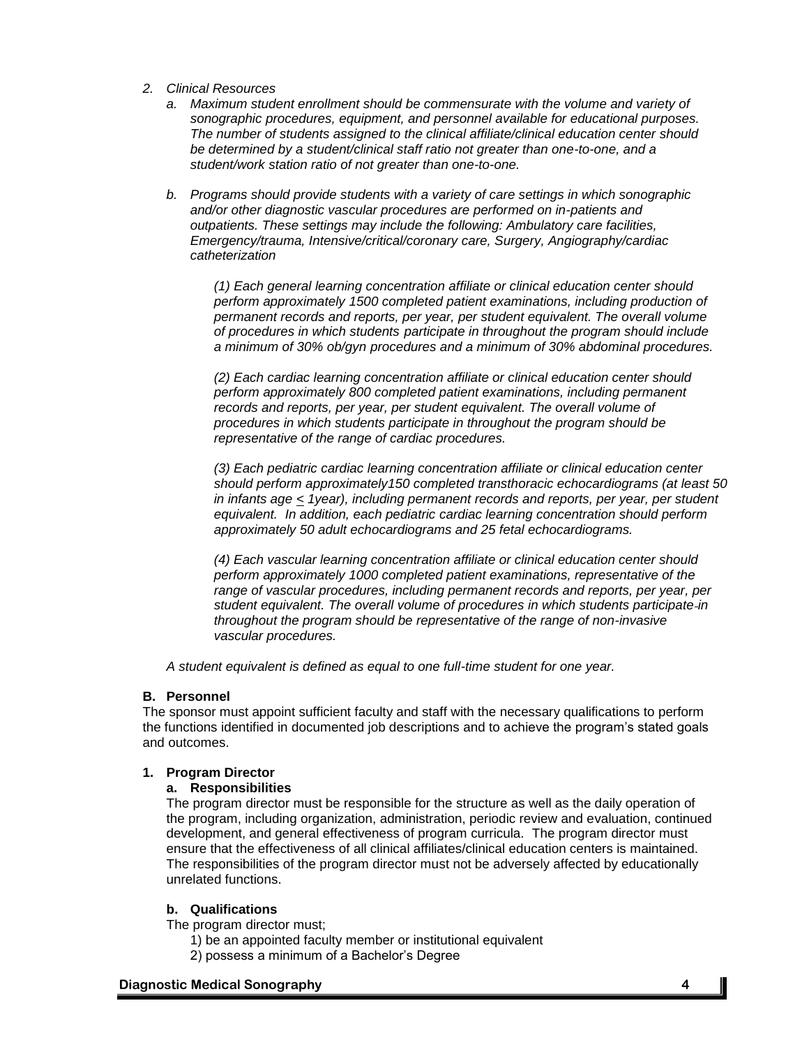2. *Clinical Resources*
   a. *Maximum student enrollment should be commensurate with the volume and variety of sonographic procedures, equipment, and personnel available for educational purposes. The number of students assigned to the clinical affiliate/clinical education center should be determined by a student/clinical staff ratio not greater than one-to-one, and a student/work station ratio of not greater than one-to-one.*

   b. *Programs should provide students with a variety of care settings in which sonographic and/or other diagnostic vascular procedures are performed on in-patients and outpatients. These settings may include the following: Ambulatory care facilities, Emergency/trauma, Intensive/critical/coronary care, Surgery, Angiography/cardiac catheterization*

      *(1) Each general learning concentration affiliate or clinical education center should perform approximately 1500 completed patient examinations, including production of permanent records and reports, per year, per student equivalent. The overall volume of procedures in which students participate in throughout the program should include a minimum of 30% ob/gyn procedures and a minimum of 30% abdominal procedures.*

      *(2) Each cardiac learning concentration affiliate or clinical education center should perform approximately 800 completed patient examinations, including permanent records and reports, per year, per student equivalent. The overall volume of procedures in which students participate in throughout the program should be representative of the range of cardiac procedures.*

      *(3) Each pediatric cardiac learning concentration affiliate or clinical education center should perform approximately150 completed transthoracic echocardiograms (at least 50 in infants age ≤ 1year), including permanent records and reports, per year, per student equivalent. In addition, each pediatric cardiac learning concentration should perform approximately 50 adult echocardiograms and 25 fetal echocardiograms.*

      *(4) Each vascular learning concentration affiliate or clinical education center should perform approximately 1000 completed patient examinations, representative of the range of vascular procedures, including permanent records and reports, per year, per student equivalent. The overall volume of procedures in which students participate in throughout the program should be representative of the range of non-invasive vascular procedures.*

   *A student equivalent is defined as equal to one full-time student for one year.*

### B. Personnel

The sponsor must appoint sufficient faculty and staff with the necessary qualifications to perform the functions identified in documented job descriptions and to achieve the program's stated goals and outcomes.

#### 1. Program Director

**a. Responsibilities**

The program director must be responsible for the structure as well as the daily operation of the program, including organization, administration, periodic review and evaluation, continued development, and general effectiveness of program curricula. The program director must ensure that the effectiveness of all clinical affiliates/clinical education centers is maintained. The responsibilities of the program director must not be adversely affected by educationally unrelated functions.

**b. Qualifications**

The program director must;

1) be an appointed faculty member or institutional equivalent
2) possess a minimum of a Bachelor's Degree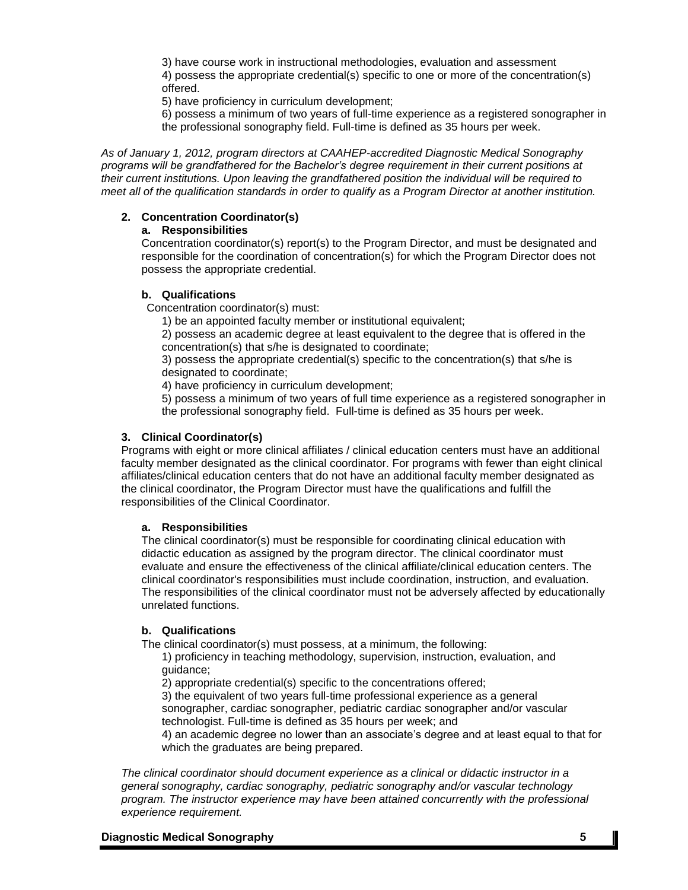3) have course work in instructional methodologies, evaluation and assessment

4) possess the appropriate credential(s) specific to one or more of the concentration(s) offered.

5) have proficiency in curriculum development;

6) possess a minimum of two years of full-time experience as a registered sonographer in the professional sonography field. Full-time is defined as 35 hours per week.

*As of January 1, 2012, program directors at CAAHEP-accredited Diagnostic Medical Sonography programs will be grandfathered for the Bachelor's degree requirement in their current positions at their current institutions. Upon leaving the grandfathered position the individual will be required to meet all of the qualification standards in order to qualify as a Program Director at another institution.*

**2. Concentration Coordinator(s)**

**a. Responsibilities**

Concentration coordinator(s) report(s) to the Program Director, and must be designated and responsible for the coordination of concentration(s) for which the Program Director does not possess the appropriate credential.

**b. Qualifications**

Concentration coordinator(s) must:

1) be an appointed faculty member or institutional equivalent;

2) possess an academic degree at least equivalent to the degree that is offered in the concentration(s) that s/he is designated to coordinate;

3) possess the appropriate credential(s) specific to the concentration(s) that s/he is designated to coordinate;

4) have proficiency in curriculum development;

5) possess a minimum of two years of full time experience as a registered sonographer in the professional sonography field. Full-time is defined as 35 hours per week.

**3. Clinical Coordinator(s)**

Programs with eight or more clinical affiliates / clinical education centers must have an additional faculty member designated as the clinical coordinator. For programs with fewer than eight clinical affiliates/clinical education centers that do not have an additional faculty member designated as the clinical coordinator, the Program Director must have the qualifications and fulfill the responsibilities of the Clinical Coordinator.

**a. Responsibilities**

The clinical coordinator(s) must be responsible for coordinating clinical education with didactic education as assigned by the program director. The clinical coordinator must evaluate and ensure the effectiveness of the clinical affiliate/clinical education centers. The clinical coordinator's responsibilities must include coordination, instruction, and evaluation. The responsibilities of the clinical coordinator must not be adversely affected by educationally unrelated functions.

**b. Qualifications**

The clinical coordinator(s) must possess, at a minimum, the following:

1) proficiency in teaching methodology, supervision, instruction, evaluation, and guidance;

2) appropriate credential(s) specific to the concentrations offered;

3) the equivalent of two years full-time professional experience as a general sonographer, cardiac sonographer, pediatric cardiac sonographer and/or vascular technologist. Full-time is defined as 35 hours per week; and

4) an academic degree no lower than an associate's degree and at least equal to that for which the graduates are being prepared.

*The clinical coordinator should document experience as a clinical or didactic instructor in a general sonography, cardiac sonography, pediatric sonography and/or vascular technology program. The instructor experience may have been attained concurrently with the professional experience requirement.*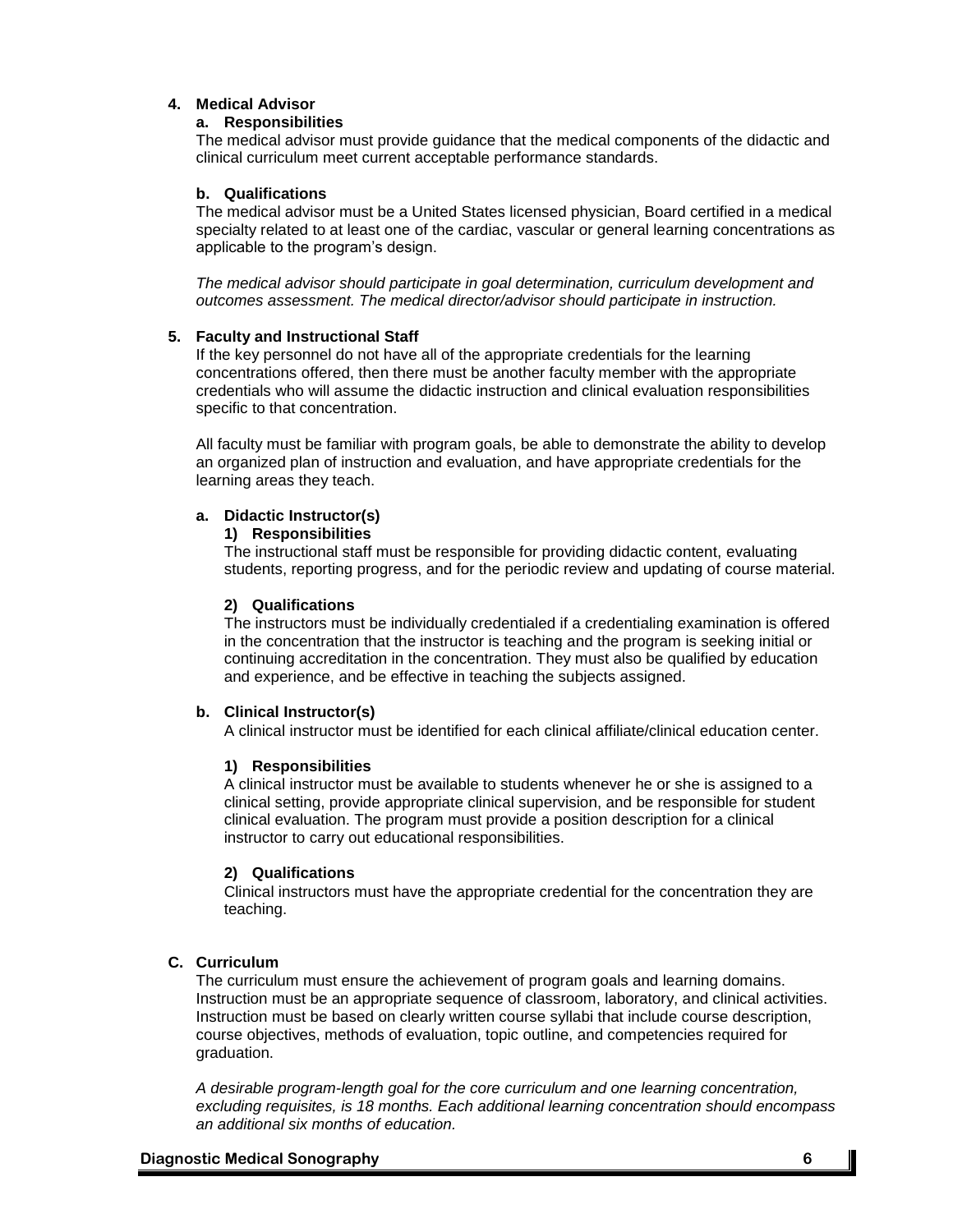#### 4. Medical Advisor

##### a. Responsibilities

The medical advisor must provide guidance that the medical components of the didactic and clinical curriculum meet current acceptable performance standards.

##### b. Qualifications

The medical advisor must be a United States licensed physician, Board certified in a medical specialty related to at least one of the cardiac, vascular or general learning concentrations as applicable to the program's design.

*The medical advisor should participate in goal determination, curriculum development and outcomes assessment. The medical director/advisor should participate in instruction.*

#### 5. Faculty and Instructional Staff

If the key personnel do not have all of the appropriate credentials for the learning concentrations offered, then there must be another faculty member with the appropriate credentials who will assume the didactic instruction and clinical evaluation responsibilities specific to that concentration.

All faculty must be familiar with program goals, be able to demonstrate the ability to develop an organized plan of instruction and evaluation, and have appropriate credentials for the learning areas they teach.

##### a. Didactic Instructor(s)

###### 1) Responsibilities

The instructional staff must be responsible for providing didactic content, evaluating students, reporting progress, and for the periodic review and updating of course material.

###### 2) Qualifications

The instructors must be individually credentialed if a credentialing examination is offered in the concentration that the instructor is teaching and the program is seeking initial or continuing accreditation in the concentration. They must also be qualified by education and experience, and be effective in teaching the subjects assigned.

##### b. Clinical Instructor(s)

A clinical instructor must be identified for each clinical affiliate/clinical education center.

###### 1) Responsibilities

A clinical instructor must be available to students whenever he or she is assigned to a clinical setting, provide appropriate clinical supervision, and be responsible for student clinical evaluation. The program must provide a position description for a clinical instructor to carry out educational responsibilities.

###### 2) Qualifications

Clinical instructors must have the appropriate credential for the concentration they are teaching.

### C. Curriculum

The curriculum must ensure the achievement of program goals and learning domains. Instruction must be an appropriate sequence of classroom, laboratory, and clinical activities. Instruction must be based on clearly written course syllabi that include course description, course objectives, methods of evaluation, topic outline, and competencies required for graduation.

*A desirable program-length goal for the core curriculum and one learning concentration, excluding requisites, is 18 months. Each additional learning concentration should encompass an additional six months of education.*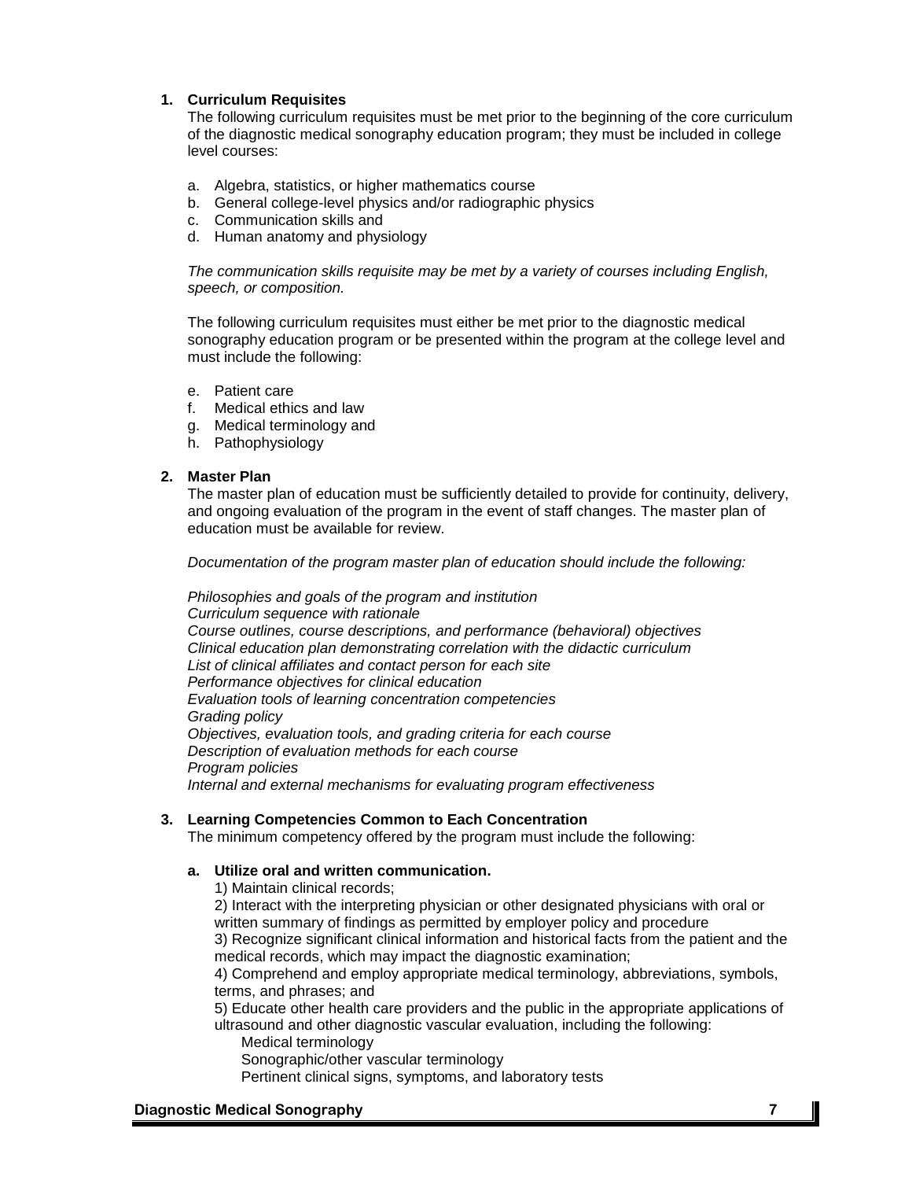1. **Curriculum Requisites**

   The following curriculum requisites must be met prior to the beginning of the core curriculum of the diagnostic medical sonography education program; they must be included in college level courses:

   a. Algebra, statistics, or higher mathematics course
   b. General college-level physics and/or radiographic physics
   c. Communication skills and
   d. Human anatomy and physiology

   *The communication skills requisite may be met by a variety of courses including English, speech, or composition.*

   The following curriculum requisites must either be met prior to the diagnostic medical sonography education program or be presented within the program at the college level and must include the following:

   e. Patient care
   f. Medical ethics and law
   g. Medical terminology and
   h. Pathophysiology

2. **Master Plan**

   The master plan of education must be sufficiently detailed to provide for continuity, delivery, and ongoing evaluation of the program in the event of staff changes. The master plan of education must be available for review.

   *Documentation of the program master plan of education should include the following:*

   *Philosophies and goals of the program and institution*
   *Curriculum sequence with rationale*
   *Course outlines, course descriptions, and performance (behavioral) objectives*
   *Clinical education plan demonstrating correlation with the didactic curriculum*
   *List of clinical affiliates and contact person for each site*
   *Performance objectives for clinical education*
   *Evaluation tools of learning concentration competencies*
   *Grading policy*
   *Objectives, evaluation tools, and grading criteria for each course*
   *Description of evaluation methods for each course*
   *Program policies*
   *Internal and external mechanisms for evaluating program effectiveness*

3. **Learning Competencies Common to Each Concentration**

   The minimum competency offered by the program must include the following:

   **a. Utilize oral and written communication.**

   1) Maintain clinical records;
   2) Interact with the interpreting physician or other designated physicians with oral or written summary of findings as permitted by employer policy and procedure
   3) Recognize significant clinical information and historical facts from the patient and the medical records, which may impact the diagnostic examination;
   4) Comprehend and employ appropriate medical terminology, abbreviations, symbols, terms, and phrases; and
   5) Educate other health care providers and the public in the appropriate applications of ultrasound and other diagnostic vascular evaluation, including the following:
      Medical terminology
      Sonographic/other vascular terminology
      Pertinent clinical signs, symptoms, and laboratory tests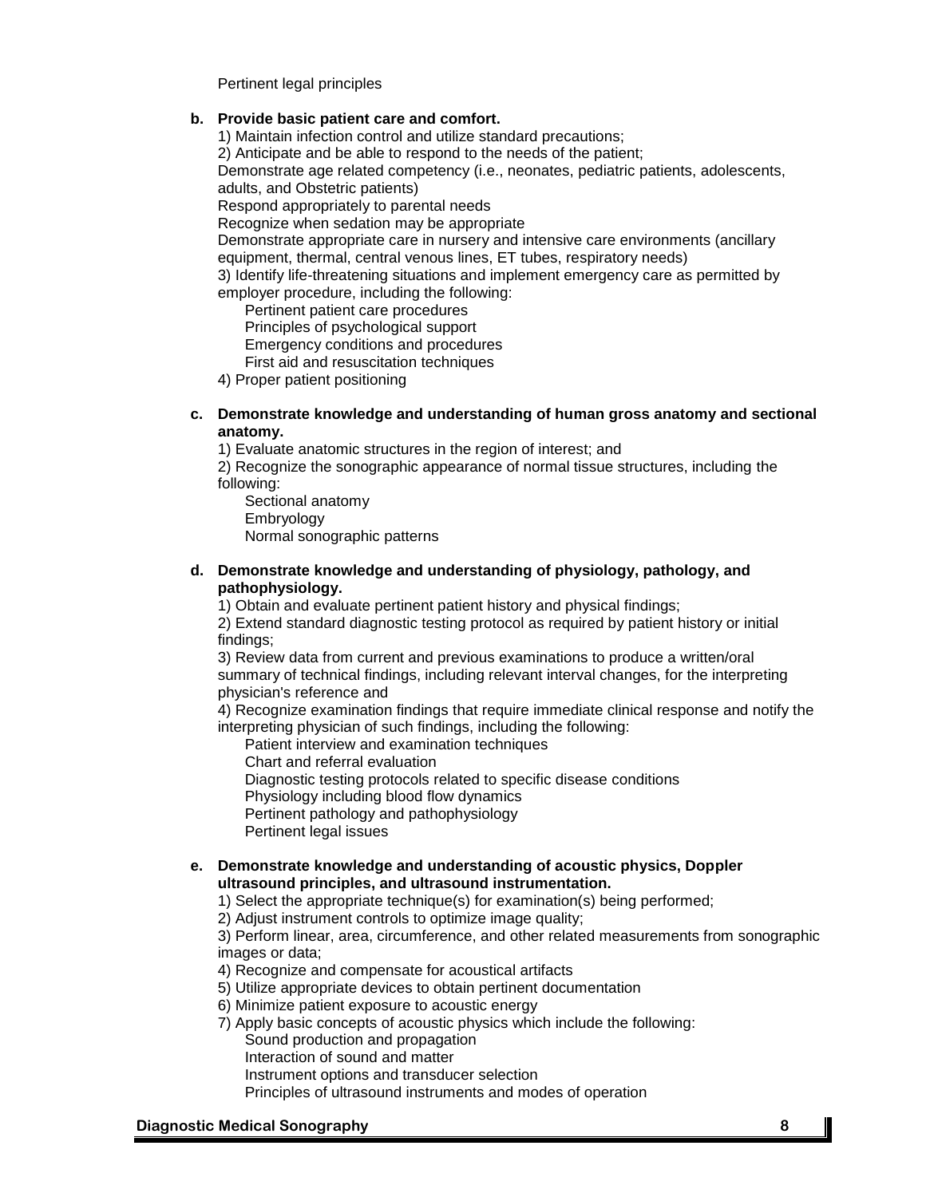Pertinent legal principles

**b. Provide basic patient care and comfort.**

1) Maintain infection control and utilize standard precautions;

2) Anticipate and be able to respond to the needs of the patient;

Demonstrate age related competency (i.e., neonates, pediatric patients, adolescents, adults, and Obstetric patients)

Respond appropriately to parental needs

Recognize when sedation may be appropriate

Demonstrate appropriate care in nursery and intensive care environments (ancillary equipment, thermal, central venous lines, ET tubes, respiratory needs)

3) Identify life-threatening situations and implement emergency care as permitted by employer procedure, including the following:

- Pertinent patient care procedures
- Principles of psychological support
- Emergency conditions and procedures
- First aid and resuscitation techniques

4) Proper patient positioning

**c. Demonstrate knowledge and understanding of human gross anatomy and sectional anatomy.**

1) Evaluate anatomic structures in the region of interest; and

2) Recognize the sonographic appearance of normal tissue structures, including the following:

- Sectional anatomy
- Embryology
- Normal sonographic patterns

**d. Demonstrate knowledge and understanding of physiology, pathology, and pathophysiology.**

1) Obtain and evaluate pertinent patient history and physical findings;

2) Extend standard diagnostic testing protocol as required by patient history or initial findings;

3) Review data from current and previous examinations to produce a written/oral summary of technical findings, including relevant interval changes, for the interpreting physician's reference and

4) Recognize examination findings that require immediate clinical response and notify the interpreting physician of such findings, including the following:

- Patient interview and examination techniques
- Chart and referral evaluation
- Diagnostic testing protocols related to specific disease conditions
- Physiology including blood flow dynamics
- Pertinent pathology and pathophysiology
- Pertinent legal issues

**e. Demonstrate knowledge and understanding of acoustic physics, Doppler ultrasound principles, and ultrasound instrumentation.**

1) Select the appropriate technique(s) for examination(s) being performed;

2) Adjust instrument controls to optimize image quality;

3) Perform linear, area, circumference, and other related measurements from sonographic images or data;

4) Recognize and compensate for acoustical artifacts

5) Utilize appropriate devices to obtain pertinent documentation

6) Minimize patient exposure to acoustic energy

7) Apply basic concepts of acoustic physics which include the following:

- Sound production and propagation
- Interaction of sound and matter
- Instrument options and transducer selection
- Principles of ultrasound instruments and modes of operation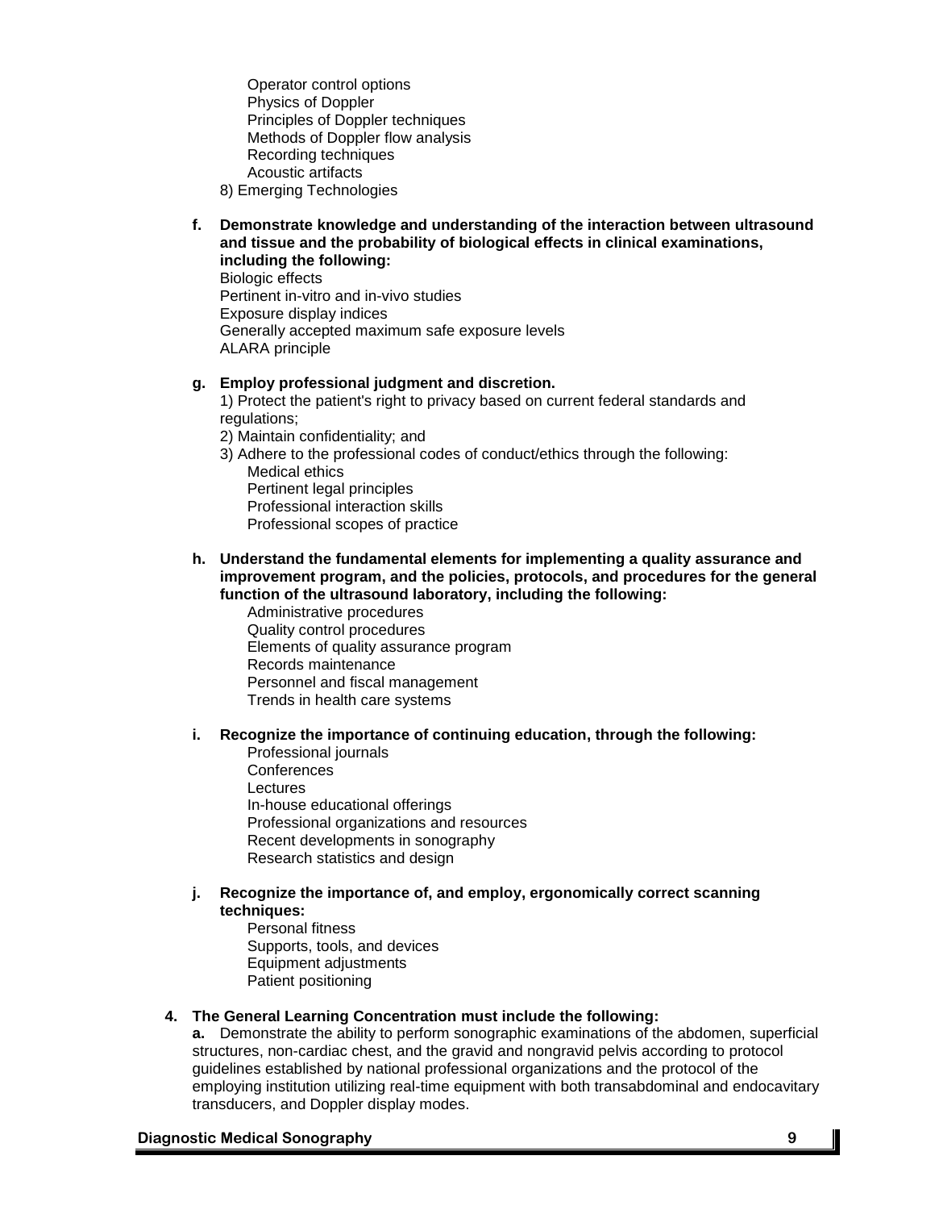Operator control options
Physics of Doppler
Principles of Doppler techniques
Methods of Doppler flow analysis
Recording techniques
Acoustic artifacts

8) Emerging Technologies

**f. Demonstrate knowledge and understanding of the interaction between ultrasound and tissue and the probability of biological effects in clinical examinations, including the following:**

Biologic effects
Pertinent in-vitro and in-vivo studies
Exposure display indices
Generally accepted maximum safe exposure levels
ALARA principle

**g. Employ professional judgment and discretion.**

1) Protect the patient's right to privacy based on current federal standards and regulations;
2) Maintain confidentiality; and
3) Adhere to the professional codes of conduct/ethics through the following:
Medical ethics
Pertinent legal principles
Professional interaction skills
Professional scopes of practice

**h. Understand the fundamental elements for implementing a quality assurance and improvement program, and the policies, protocols, and procedures for the general function of the ultrasound laboratory, including the following:**

Administrative procedures
Quality control procedures
Elements of quality assurance program
Records maintenance
Personnel and fiscal management
Trends in health care systems

**i. Recognize the importance of continuing education, through the following:**

Professional journals
Conferences
Lectures
In-house educational offerings
Professional organizations and resources
Recent developments in sonography
Research statistics and design

**j. Recognize the importance of, and employ, ergonomically correct scanning techniques:**

Personal fitness
Supports, tools, and devices
Equipment adjustments
Patient positioning

**4. The General Learning Concentration must include the following:**

**a.** Demonstrate the ability to perform sonographic examinations of the abdomen, superficial structures, non-cardiac chest, and the gravid and nongravid pelvis according to protocol guidelines established by national professional organizations and the protocol of the employing institution utilizing real-time equipment with both transabdominal and endocavitary transducers, and Doppler display modes.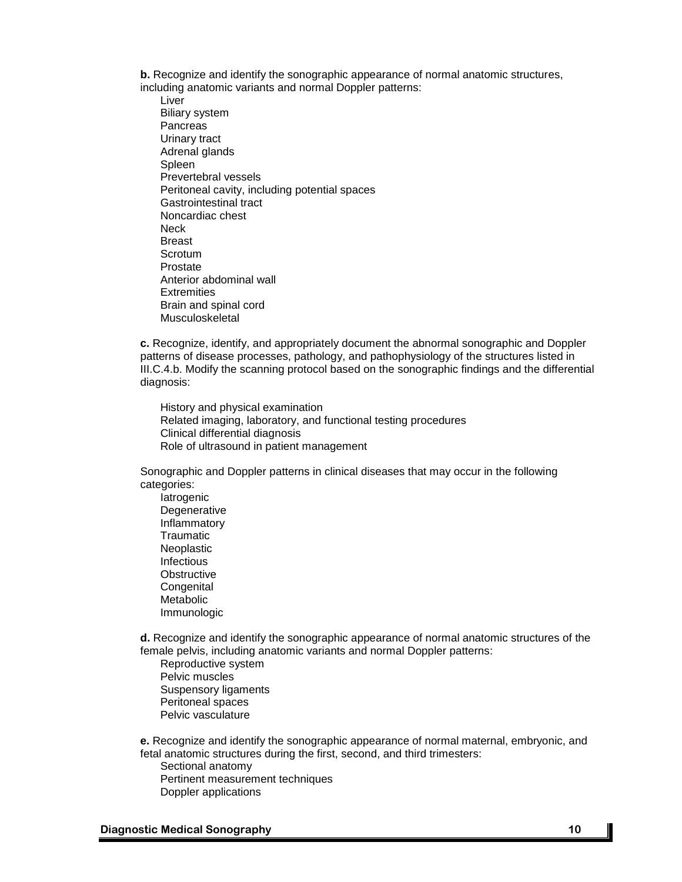**b.** Recognize and identify the sonographic appearance of normal anatomic structures, including anatomic variants and normal Doppler patterns:

- Liver
- Biliary system
- Pancreas
- Urinary tract
- Adrenal glands
- Spleen
- Prevertebral vessels
- Peritoneal cavity, including potential spaces
- Gastrointestinal tract
- Noncardiac chest
- Neck
- Breast
- Scrotum
- Prostate
- Anterior abdominal wall
- Extremities
- Brain and spinal cord
- Musculoskeletal

**c.** Recognize, identify, and appropriately document the abnormal sonographic and Doppler patterns of disease processes, pathology, and pathophysiology of the structures listed in III.C.4.b. Modify the scanning protocol based on the sonographic findings and the differential diagnosis:

- History and physical examination
- Related imaging, laboratory, and functional testing procedures
- Clinical differential diagnosis
- Role of ultrasound in patient management

Sonographic and Doppler patterns in clinical diseases that may occur in the following categories:

- Iatrogenic
- Degenerative
- Inflammatory
- Traumatic
- Neoplastic
- Infectious
- Obstructive
- Congenital
- Metabolic
- Immunologic

**d.** Recognize and identify the sonographic appearance of normal anatomic structures of the female pelvis, including anatomic variants and normal Doppler patterns:

- Reproductive system
- Pelvic muscles
- Suspensory ligaments
- Peritoneal spaces
- Pelvic vasculature

**e.** Recognize and identify the sonographic appearance of normal maternal, embryonic, and fetal anatomic structures during the first, second, and third trimesters:

- Sectional anatomy
- Pertinent measurement techniques
- Doppler applications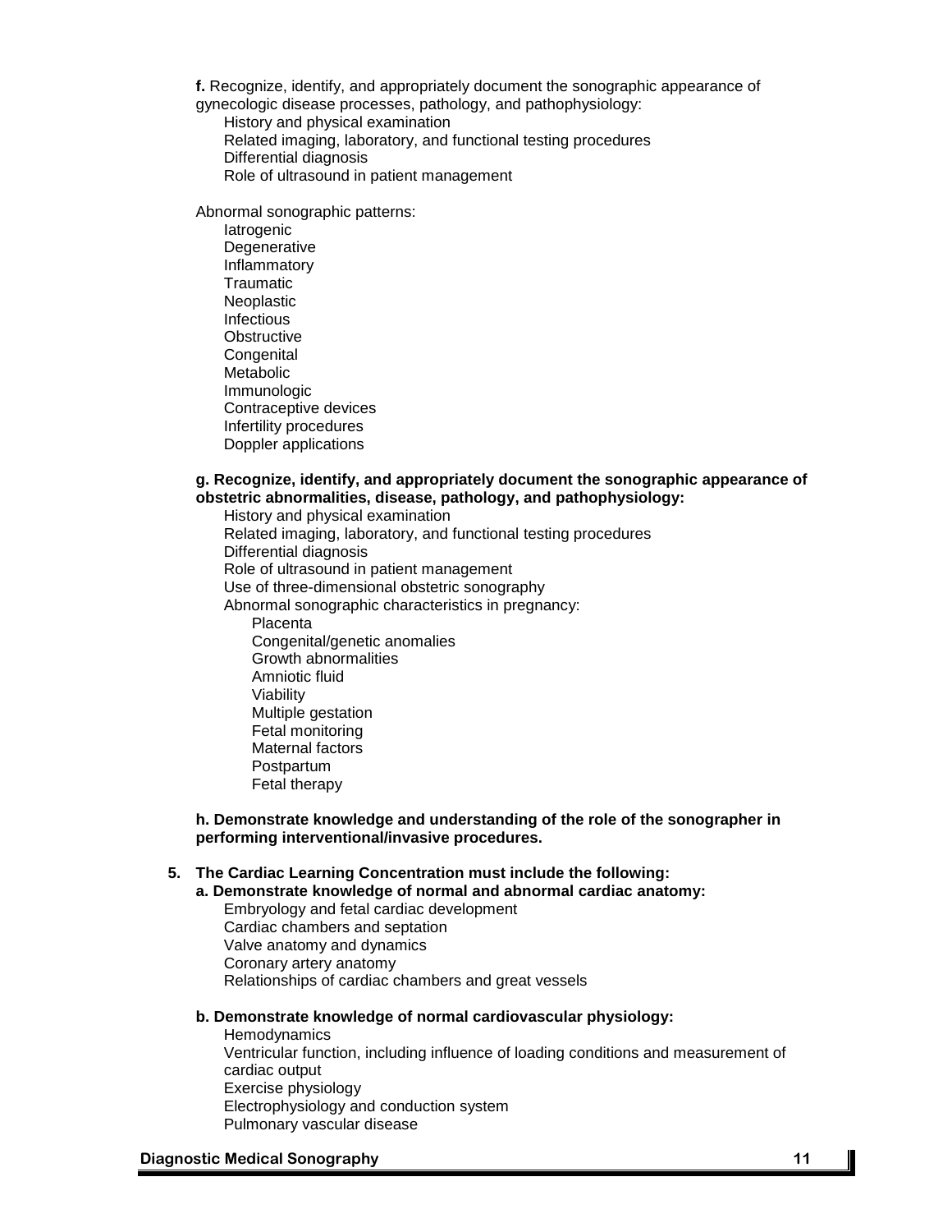**f.** Recognize, identify, and appropriately document the sonographic appearance of gynecologic disease processes, pathology, and pathophysiology:

- History and physical examination
- Related imaging, laboratory, and functional testing procedures
- Differential diagnosis
- Role of ultrasound in patient management

Abnormal sonographic patterns:

- Iatrogenic
- Degenerative
- Inflammatory
- Traumatic
- Neoplastic
- Infectious
- Obstructive
- Congenital
- Metabolic
- Immunologic
- Contraceptive devices
- Infertility procedures
- Doppler applications

**g. Recognize, identify, and appropriately document the sonographic appearance of obstetric abnormalities, disease, pathology, and pathophysiology:**

- History and physical examination
- Related imaging, laboratory, and functional testing procedures
- Differential diagnosis
- Role of ultrasound in patient management
- Use of three-dimensional obstetric sonography
- Abnormal sonographic characteristics in pregnancy:
  - Placenta
  - Congenital/genetic anomalies
  - Growth abnormalities
  - Amniotic fluid
  - Viability
  - Multiple gestation
  - Fetal monitoring
  - Maternal factors
  - Postpartum
  - Fetal therapy

**h. Demonstrate knowledge and understanding of the role of the sonographer in performing interventional/invasive procedures.**

**5. The Cardiac Learning Concentration must include the following:**

**a. Demonstrate knowledge of normal and abnormal cardiac anatomy:**

- Embryology and fetal cardiac development
- Cardiac chambers and septation
- Valve anatomy and dynamics
- Coronary artery anatomy
- Relationships of cardiac chambers and great vessels

**b. Demonstrate knowledge of normal cardiovascular physiology:**

- Hemodynamics
- Ventricular function, including influence of loading conditions and measurement of cardiac output
- Exercise physiology
- Electrophysiology and conduction system
- Pulmonary vascular disease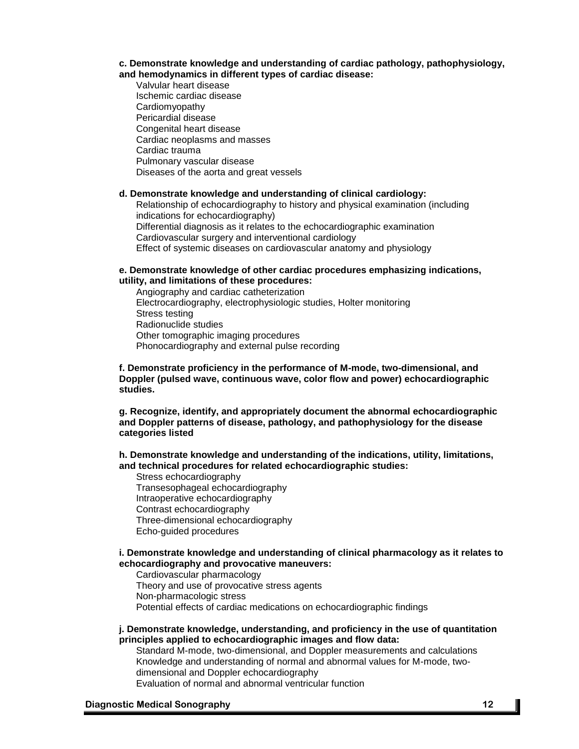**c. Demonstrate knowledge and understanding of cardiac pathology, pathophysiology, and hemodynamics in different types of cardiac disease:**

- Valvular heart disease
- Ischemic cardiac disease
- Cardiomyopathy
- Pericardial disease
- Congenital heart disease
- Cardiac neoplasms and masses
- Cardiac trauma
- Pulmonary vascular disease
- Diseases of the aorta and great vessels

**d. Demonstrate knowledge and understanding of clinical cardiology:**

- Relationship of echocardiography to history and physical examination (including indications for echocardiography)
- Differential diagnosis as it relates to the echocardiographic examination
- Cardiovascular surgery and interventional cardiology
- Effect of systemic diseases on cardiovascular anatomy and physiology

**e. Demonstrate knowledge of other cardiac procedures emphasizing indications, utility, and limitations of these procedures:**

- Angiography and cardiac catheterization
- Electrocardiography, electrophysiologic studies, Holter monitoring
- Stress testing
- Radionuclide studies
- Other tomographic imaging procedures
- Phonocardiography and external pulse recording

**f. Demonstrate proficiency in the performance of M-mode, two-dimensional, and Doppler (pulsed wave, continuous wave, color flow and power) echocardiographic studies.**

**g. Recognize, identify, and appropriately document the abnormal echocardiographic and Doppler patterns of disease, pathology, and pathophysiology for the disease categories listed**

**h. Demonstrate knowledge and understanding of the indications, utility, limitations, and technical procedures for related echocardiographic studies:**

- Stress echocardiography
- Transesophageal echocardiography
- Intraoperative echocardiography
- Contrast echocardiography
- Three-dimensional echocardiography
- Echo-guided procedures

**i. Demonstrate knowledge and understanding of clinical pharmacology as it relates to echocardiography and provocative maneuvers:**

- Cardiovascular pharmacology
- Theory and use of provocative stress agents
- Non-pharmacologic stress
- Potential effects of cardiac medications on echocardiographic findings

**j. Demonstrate knowledge, understanding, and proficiency in the use of quantitation principles applied to echocardiographic images and flow data:**

- Standard M-mode, two-dimensional, and Doppler measurements and calculations
- Knowledge and understanding of normal and abnormal values for M-mode, two-dimensional and Doppler echocardiography
- Evaluation of normal and abnormal ventricular function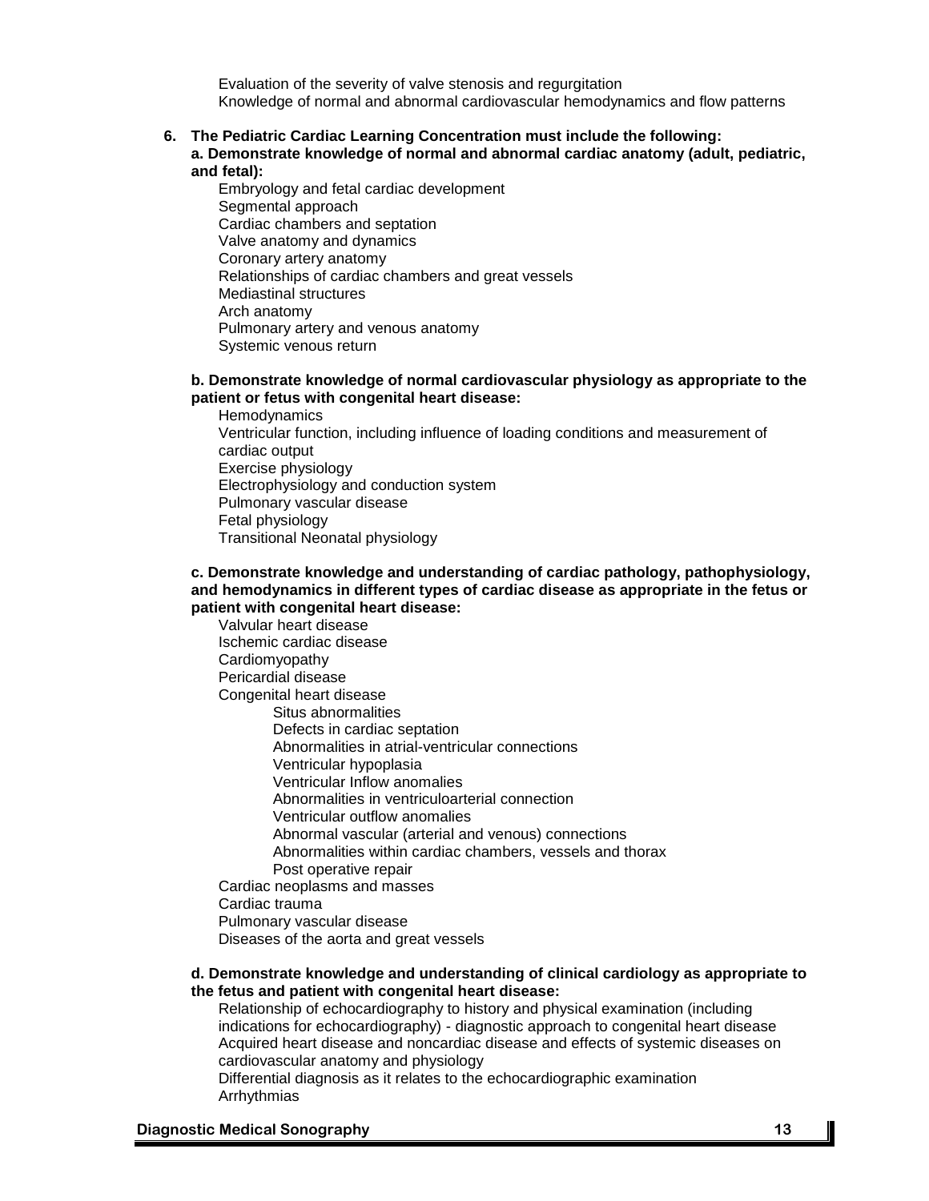Evaluation of the severity of valve stenosis and regurgitation
Knowledge of normal and abnormal cardiovascular hemodynamics and flow patterns

**6. The Pediatric Cardiac Learning Concentration must include the following:**

**a. Demonstrate knowledge of normal and abnormal cardiac anatomy (adult, pediatric, and fetal):**

- Embryology and fetal cardiac development
- Segmental approach
- Cardiac chambers and septation
- Valve anatomy and dynamics
- Coronary artery anatomy
- Relationships of cardiac chambers and great vessels
- Mediastinal structures
- Arch anatomy
- Pulmonary artery and venous anatomy
- Systemic venous return

**b. Demonstrate knowledge of normal cardiovascular physiology as appropriate to the patient or fetus with congenital heart disease:**

- Hemodynamics
- Ventricular function, including influence of loading conditions and measurement of cardiac output
- Exercise physiology
- Electrophysiology and conduction system
- Pulmonary vascular disease
- Fetal physiology
- Transitional Neonatal physiology

**c. Demonstrate knowledge and understanding of cardiac pathology, pathophysiology, and hemodynamics in different types of cardiac disease as appropriate in the fetus or patient with congenital heart disease:**

- Valvular heart disease
- Ischemic cardiac disease
- Cardiomyopathy
- Pericardial disease
- Congenital heart disease
  - Situs abnormalities
  - Defects in cardiac septation
  - Abnormalities in atrial-ventricular connections
  - Ventricular hypoplasia
  - Ventricular Inflow anomalies
  - Abnormalities in ventriculoarterial connection
  - Ventricular outflow anomalies
  - Abnormal vascular (arterial and venous) connections
  - Abnormalities within cardiac chambers, vessels and thorax
  - Post operative repair
- Cardiac neoplasms and masses
- Cardiac trauma
- Pulmonary vascular disease
- Diseases of the aorta and great vessels

**d. Demonstrate knowledge and understanding of clinical cardiology as appropriate to the fetus and patient with congenital heart disease:**

- Relationship of echocardiography to history and physical examination (including indications for echocardiography) - diagnostic approach to congenital heart disease
- Acquired heart disease and noncardiac disease and effects of systemic diseases on cardiovascular anatomy and physiology
- Differential diagnosis as it relates to the echocardiographic examination
- Arrhythmias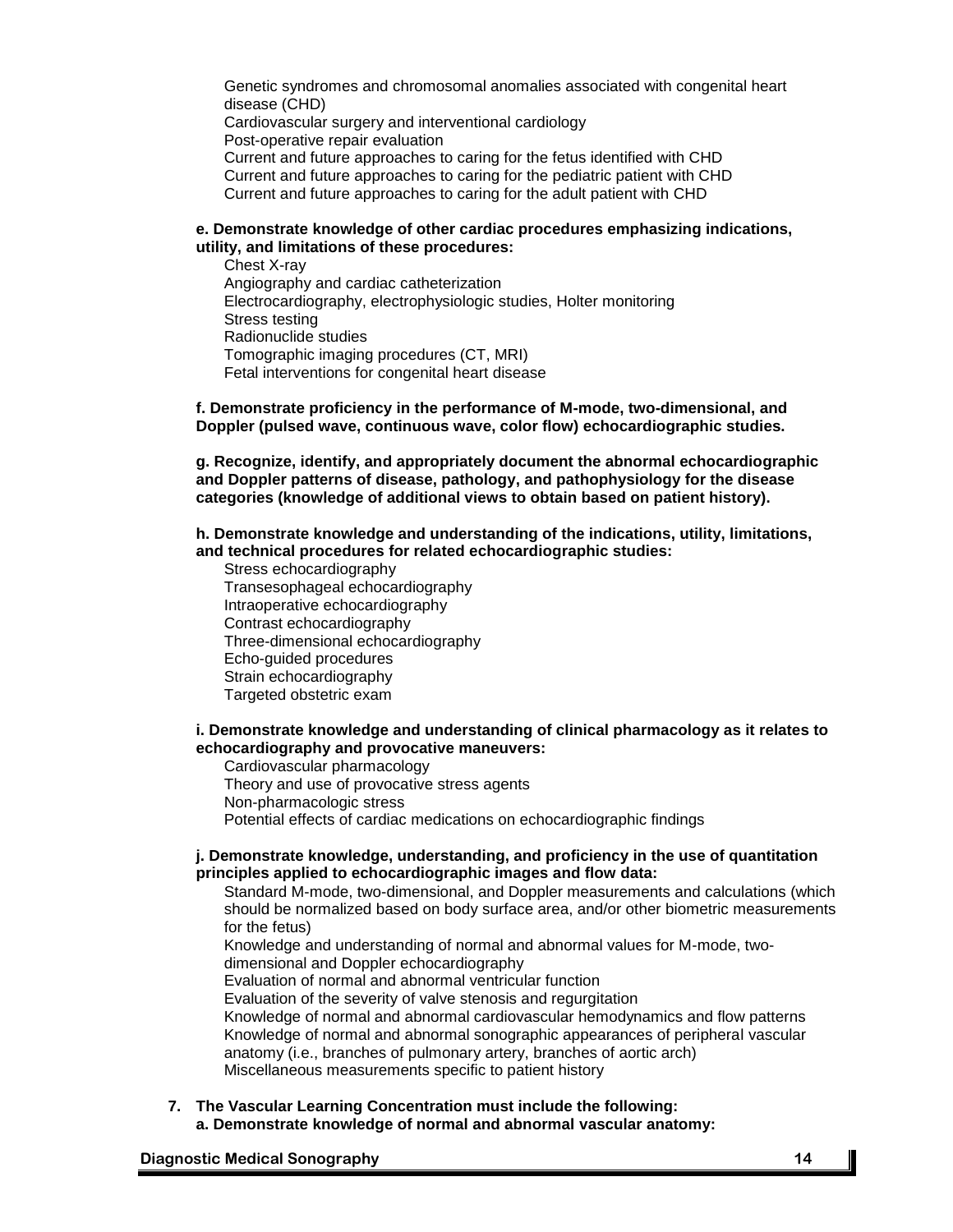Genetic syndromes and chromosomal anomalies associated with congenital heart disease (CHD)
Cardiovascular surgery and interventional cardiology
Post-operative repair evaluation
Current and future approaches to caring for the fetus identified with CHD
Current and future approaches to caring for the pediatric patient with CHD
Current and future approaches to caring for the adult patient with CHD

**e. Demonstrate knowledge of other cardiac procedures emphasizing indications, utility, and limitations of these procedures:**

Chest X-ray
Angiography and cardiac catheterization
Electrocardiography, electrophysiologic studies, Holter monitoring
Stress testing
Radionuclide studies
Tomographic imaging procedures (CT, MRI)
Fetal interventions for congenital heart disease

**f. Demonstrate proficiency in the performance of M-mode, two-dimensional, and Doppler (pulsed wave, continuous wave, color flow) echocardiographic studies.**

**g. Recognize, identify, and appropriately document the abnormal echocardiographic and Doppler patterns of disease, pathology, and pathophysiology for the disease categories (knowledge of additional views to obtain based on patient history).**

**h. Demonstrate knowledge and understanding of the indications, utility, limitations, and technical procedures for related echocardiographic studies:**

Stress echocardiography
Transesophageal echocardiography
Intraoperative echocardiography
Contrast echocardiography
Three-dimensional echocardiography
Echo-guided procedures
Strain echocardiography
Targeted obstetric exam

**i. Demonstrate knowledge and understanding of clinical pharmacology as it relates to echocardiography and provocative maneuvers:**

Cardiovascular pharmacology
Theory and use of provocative stress agents
Non-pharmacologic stress
Potential effects of cardiac medications on echocardiographic findings

**j. Demonstrate knowledge, understanding, and proficiency in the use of quantitation principles applied to echocardiographic images and flow data:**

Standard M-mode, two-dimensional, and Doppler measurements and calculations (which should be normalized based on body surface area, and/or other biometric measurements for the fetus)
Knowledge and understanding of normal and abnormal values for M-mode, two-dimensional and Doppler echocardiography
Evaluation of normal and abnormal ventricular function
Evaluation of the severity of valve stenosis and regurgitation
Knowledge of normal and abnormal cardiovascular hemodynamics and flow patterns
Knowledge of normal and abnormal sonographic appearances of peripheral vascular anatomy (i.e., branches of pulmonary artery, branches of aortic arch)
Miscellaneous measurements specific to patient history

**7. The Vascular Learning Concentration must include the following:**

**a. Demonstrate knowledge of normal and abnormal vascular anatomy:**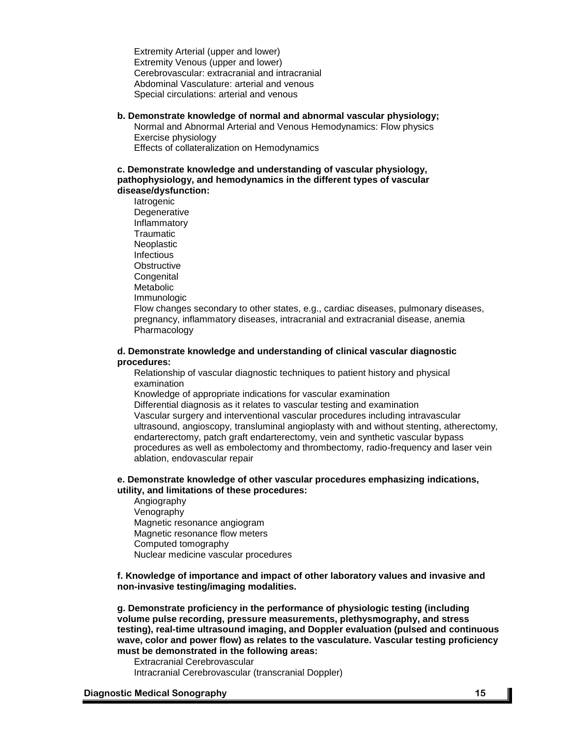Extremity Arterial (upper and lower)
Extremity Venous (upper and lower)
Cerebrovascular: extracranial and intracranial
Abdominal Vasculature: arterial and venous
Special circulations: arterial and venous

**b. Demonstrate knowledge of normal and abnormal vascular physiology;**

Normal and Abnormal Arterial and Venous Hemodynamics: Flow physics
Exercise physiology
Effects of collateralization on Hemodynamics

**c. Demonstrate knowledge and understanding of vascular physiology, pathophysiology, and hemodynamics in the different types of vascular disease/dysfunction:**

Iatrogenic
Degenerative
Inflammatory
Traumatic
Neoplastic
Infectious
Obstructive
Congenital
Metabolic
Immunologic
Flow changes secondary to other states, e.g., cardiac diseases, pulmonary diseases, pregnancy, inflammatory diseases, intracranial and extracranial disease, anemia
Pharmacology

**d. Demonstrate knowledge and understanding of clinical vascular diagnostic procedures:**

Relationship of vascular diagnostic techniques to patient history and physical examination
Knowledge of appropriate indications for vascular examination
Differential diagnosis as it relates to vascular testing and examination
Vascular surgery and interventional vascular procedures including intravascular ultrasound, angioscopy, transluminal angioplasty with and without stenting, atherectomy, endarterectomy, patch graft endarterectomy, vein and synthetic vascular bypass procedures as well as embolectomy and thrombectomy, radio-frequency and laser vein ablation, endovascular repair

**e. Demonstrate knowledge of other vascular procedures emphasizing indications, utility, and limitations of these procedures:**

Angiography
Venography
Magnetic resonance angiogram
Magnetic resonance flow meters
Computed tomography
Nuclear medicine vascular procedures

**f. Knowledge of importance and impact of other laboratory values and invasive and non-invasive testing/imaging modalities.**

**g. Demonstrate proficiency in the performance of physiologic testing (including volume pulse recording, pressure measurements, plethysmography, and stress testing), real-time ultrasound imaging, and Doppler evaluation (pulsed and continuous wave, color and power flow) as relates to the vasculature. Vascular testing proficiency must be demonstrated in the following areas:**

Extracranial Cerebrovascular
Intracranial Cerebrovascular (transcranial Doppler)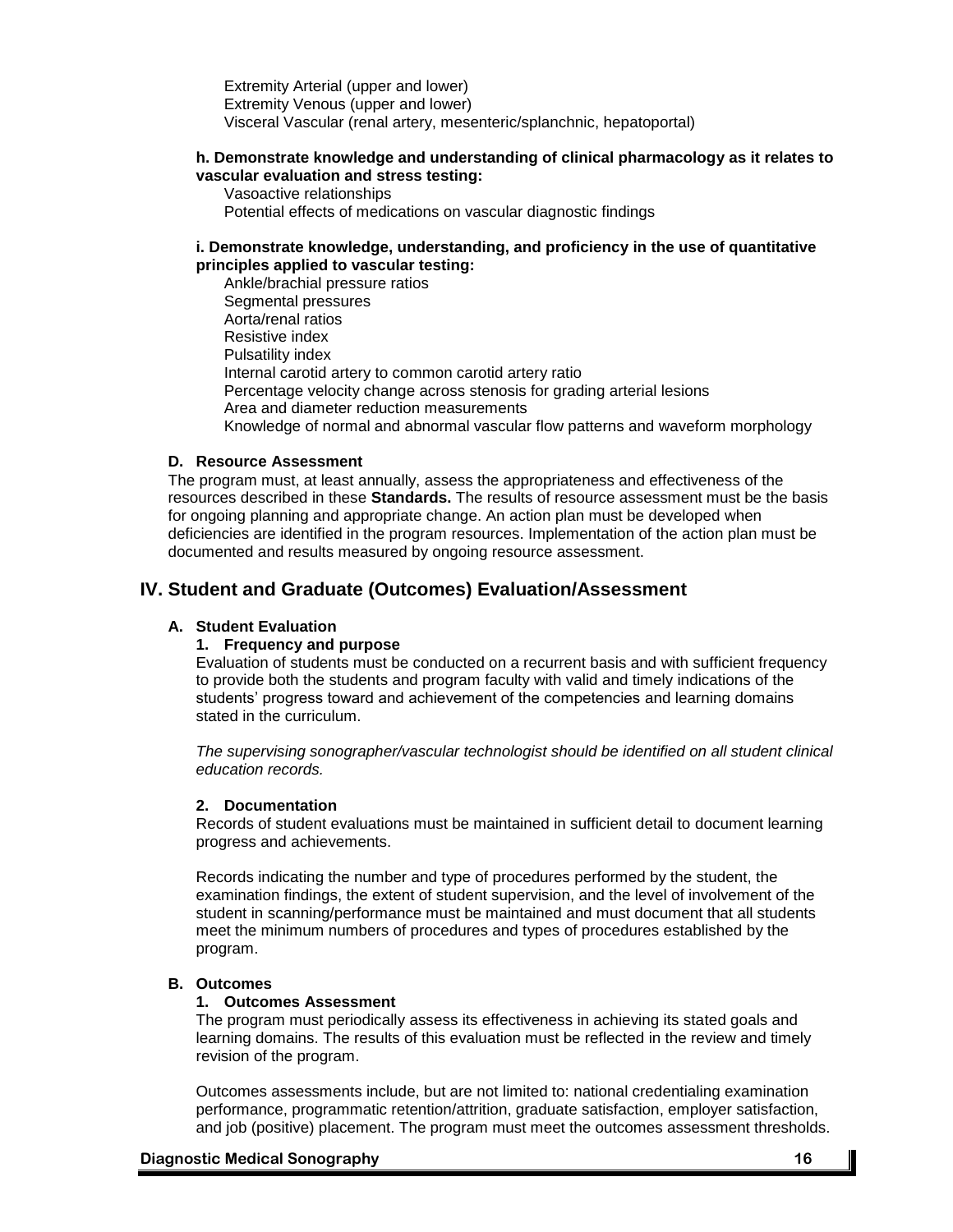Extremity Arterial (upper and lower)
Extremity Venous (upper and lower)
Visceral Vascular (renal artery, mesenteric/splanchnic, hepatoportal)

**h. Demonstrate knowledge and understanding of clinical pharmacology as it relates to vascular evaluation and stress testing:**

Vasoactive relationships
Potential effects of medications on vascular diagnostic findings

**i. Demonstrate knowledge, understanding, and proficiency in the use of quantitative principles applied to vascular testing:**

Ankle/brachial pressure ratios
Segmental pressures
Aorta/renal ratios
Resistive index
Pulsatility index
Internal carotid artery to common carotid artery ratio
Percentage velocity change across stenosis for grading arterial lesions
Area and diameter reduction measurements
Knowledge of normal and abnormal vascular flow patterns and waveform morphology

### D. Resource Assessment

The program must, at least annually, assess the appropriateness and effectiveness of the resources described in these **Standards.** The results of resource assessment must be the basis for ongoing planning and appropriate change. An action plan must be developed when deficiencies are identified in the program resources. Implementation of the action plan must be documented and results measured by ongoing resource assessment.

## IV. Student and Graduate (Outcomes) Evaluation/Assessment

### A. Student Evaluation

#### 1. Frequency and purpose

Evaluation of students must be conducted on a recurrent basis and with sufficient frequency to provide both the students and program faculty with valid and timely indications of the students' progress toward and achievement of the competencies and learning domains stated in the curriculum.

*The supervising sonographer/vascular technologist should be identified on all student clinical education records.*

#### 2. Documentation

Records of student evaluations must be maintained in sufficient detail to document learning progress and achievements.

Records indicating the number and type of procedures performed by the student, the examination findings, the extent of student supervision, and the level of involvement of the student in scanning/performance must be maintained and must document that all students meet the minimum numbers of procedures and types of procedures established by the program.

### B. Outcomes

#### 1. Outcomes Assessment

The program must periodically assess its effectiveness in achieving its stated goals and learning domains. The results of this evaluation must be reflected in the review and timely revision of the program.

Outcomes assessments include, but are not limited to: national credentialing examination performance, programmatic retention/attrition, graduate satisfaction, employer satisfaction, and job (positive) placement. The program must meet the outcomes assessment thresholds.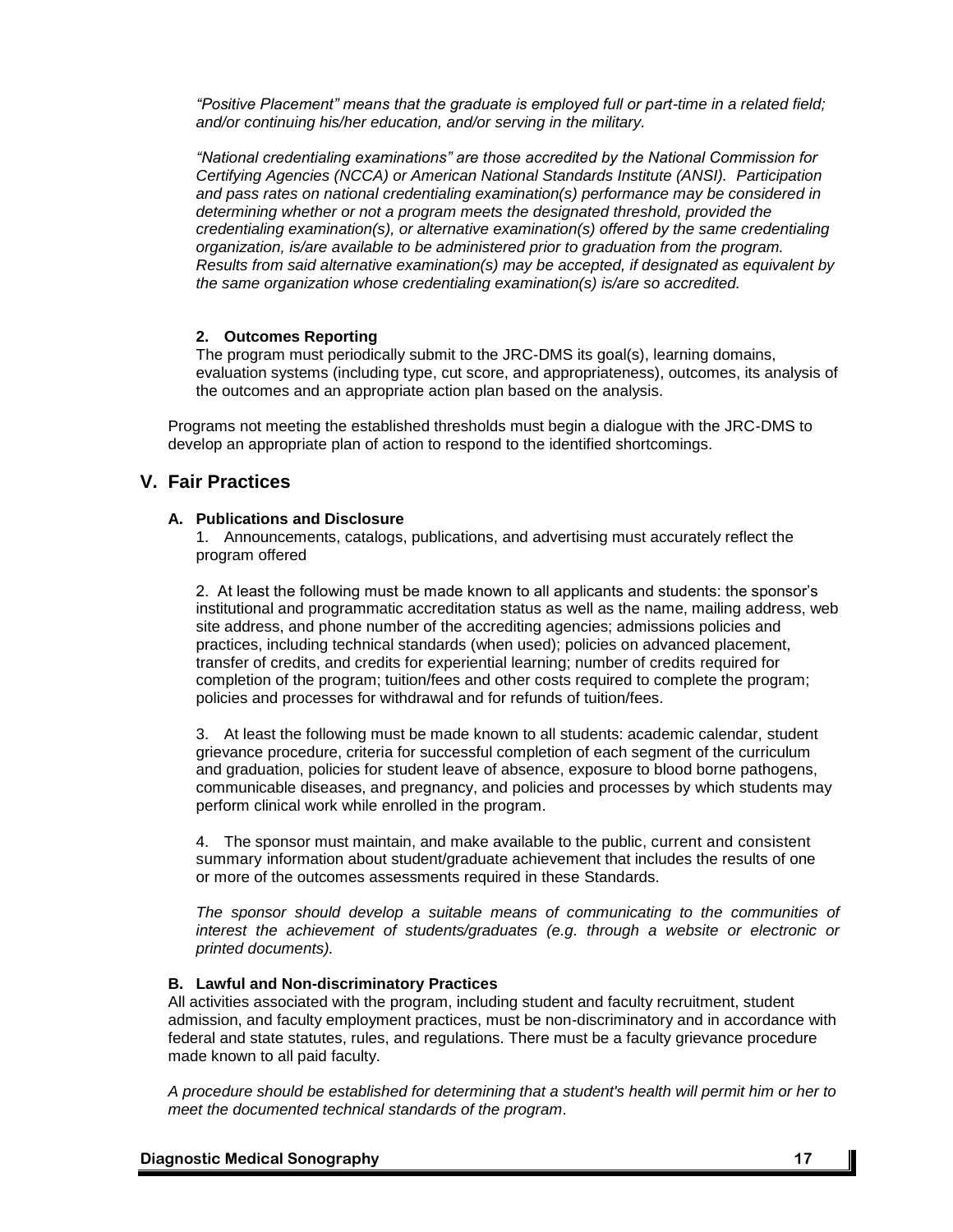*"Positive Placement" means that the graduate is employed full or part-time in a related field; and/or continuing his/her education, and/or serving in the military.*

*"National credentialing examinations" are those accredited by the National Commission for Certifying Agencies (NCCA) or American National Standards Institute (ANSI). Participation and pass rates on national credentialing examination(s) performance may be considered in determining whether or not a program meets the designated threshold, provided the credentialing examination(s), or alternative examination(s) offered by the same credentialing organization, is/are available to be administered prior to graduation from the program. Results from said alternative examination(s) may be accepted, if designated as equivalent by the same organization whose credentialing examination(s) is/are so accredited.*

**2. Outcomes Reporting**

The program must periodically submit to the JRC-DMS its goal(s), learning domains, evaluation systems (including type, cut score, and appropriateness), outcomes, its analysis of the outcomes and an appropriate action plan based on the analysis.

Programs not meeting the established thresholds must begin a dialogue with the JRC-DMS to develop an appropriate plan of action to respond to the identified shortcomings.

## V. Fair Practices

### A. Publications and Disclosure

1. Announcements, catalogs, publications, and advertising must accurately reflect the program offered

2. At least the following must be made known to all applicants and students: the sponsor's institutional and programmatic accreditation status as well as the name, mailing address, web site address, and phone number of the accrediting agencies; admissions policies and practices, including technical standards (when used); policies on advanced placement, transfer of credits, and credits for experiential learning; number of credits required for completion of the program; tuition/fees and other costs required to complete the program; policies and processes for withdrawal and for refunds of tuition/fees.

3. At least the following must be made known to all students: academic calendar, student grievance procedure, criteria for successful completion of each segment of the curriculum and graduation, policies for student leave of absence, exposure to blood borne pathogens, communicable diseases, and pregnancy, and policies and processes by which students may perform clinical work while enrolled in the program.

4. The sponsor must maintain, and make available to the public, current and consistent summary information about student/graduate achievement that includes the results of one or more of the outcomes assessments required in these Standards.

*The sponsor should develop a suitable means of communicating to the communities of interest the achievement of students/graduates (e.g. through a website or electronic or printed documents).*

### B. Lawful and Non-discriminatory Practices

All activities associated with the program, including student and faculty recruitment, student admission, and faculty employment practices, must be non-discriminatory and in accordance with federal and state statutes, rules, and regulations. There must be a faculty grievance procedure made known to all paid faculty.

*A procedure should be established for determining that a student's health will permit him or her to meet the documented technical standards of the program.*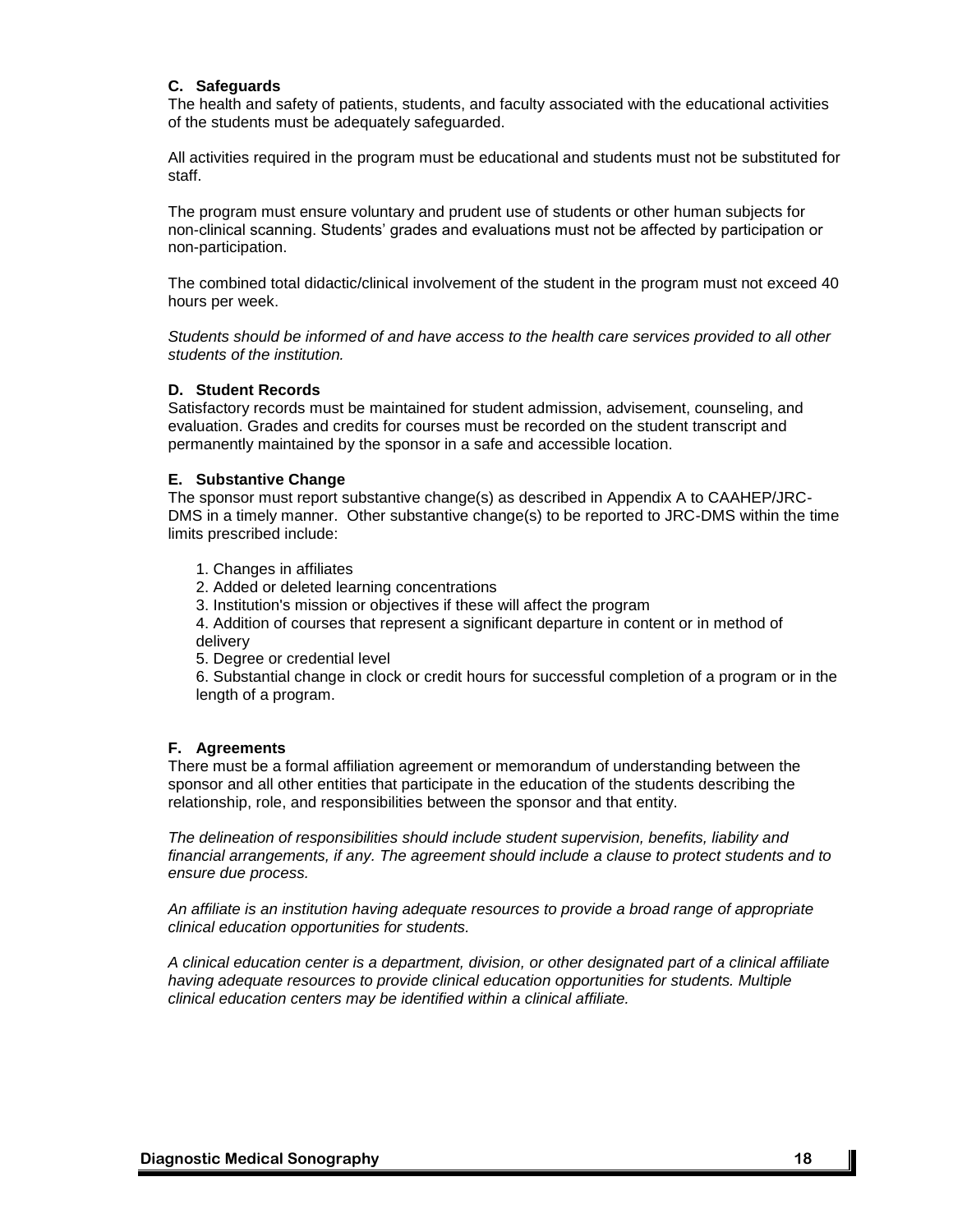#### C. Safeguards

The health and safety of patients, students, and faculty associated with the educational activities of the students must be adequately safeguarded.

All activities required in the program must be educational and students must not be substituted for staff.

The program must ensure voluntary and prudent use of students or other human subjects for non-clinical scanning. Students' grades and evaluations must not be affected by participation or non-participation.

The combined total didactic/clinical involvement of the student in the program must not exceed 40 hours per week.

*Students should be informed of and have access to the health care services provided to all other students of the institution.*

#### D. Student Records

Satisfactory records must be maintained for student admission, advisement, counseling, and evaluation. Grades and credits for courses must be recorded on the student transcript and permanently maintained by the sponsor in a safe and accessible location.

#### E. Substantive Change

The sponsor must report substantive change(s) as described in Appendix A to CAAHEP/JRC-DMS in a timely manner. Other substantive change(s) to be reported to JRC-DMS within the time limits prescribed include:

1. Changes in affiliates
2. Added or deleted learning concentrations
3. Institution's mission or objectives if these will affect the program
4. Addition of courses that represent a significant departure in content or in method of delivery
5. Degree or credential level
6. Substantial change in clock or credit hours for successful completion of a program or in the length of a program.

#### F. Agreements

There must be a formal affiliation agreement or memorandum of understanding between the sponsor and all other entities that participate in the education of the students describing the relationship, role, and responsibilities between the sponsor and that entity.

*The delineation of responsibilities should include student supervision, benefits, liability and financial arrangements, if any. The agreement should include a clause to protect students and to ensure due process.*

*An affiliate is an institution having adequate resources to provide a broad range of appropriate clinical education opportunities for students.*

*A clinical education center is a department, division, or other designated part of a clinical affiliate having adequate resources to provide clinical education opportunities for students. Multiple clinical education centers may be identified within a clinical affiliate.*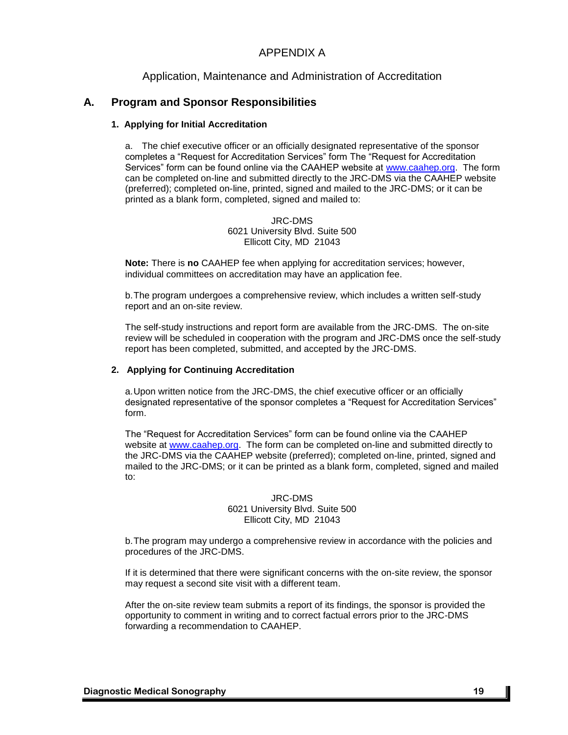# APPENDIX A

## Application, Maintenance and Administration of Accreditation

## A. Program and Sponsor Responsibilities

### 1. Applying for Initial Accreditation

a. The chief executive officer or an officially designated representative of the sponsor completes a "Request for Accreditation Services" form The "Request for Accreditation Services" form can be found online via the CAAHEP website at www.caahep.org. The form can be completed on-line and submitted directly to the JRC-DMS via the CAAHEP website (preferred); completed on-line, printed, signed and mailed to the JRC-DMS; or it can be printed as a blank form, completed, signed and mailed to:

JRC-DMS
6021 University Blvd. Suite 500
Ellicott City, MD 21043

**Note:** There is **no** CAAHEP fee when applying for accreditation services; however, individual committees on accreditation may have an application fee.

b. The program undergoes a comprehensive review, which includes a written self-study report and an on-site review.

The self-study instructions and report form are available from the JRC-DMS. The on-site review will be scheduled in cooperation with the program and JRC-DMS once the self-study report has been completed, submitted, and accepted by the JRC-DMS.

### 2. Applying for Continuing Accreditation

a. Upon written notice from the JRC-DMS, the chief executive officer or an officially designated representative of the sponsor completes a "Request for Accreditation Services" form.

The "Request for Accreditation Services" form can be found online via the CAAHEP website at www.caahep.org. The form can be completed on-line and submitted directly to the JRC-DMS via the CAAHEP website (preferred); completed on-line, printed, signed and mailed to the JRC-DMS; or it can be printed as a blank form, completed, signed and mailed to:

JRC-DMS
6021 University Blvd. Suite 500
Ellicott City, MD 21043

b. The program may undergo a comprehensive review in accordance with the policies and procedures of the JRC-DMS.

If it is determined that there were significant concerns with the on-site review, the sponsor may request a second site visit with a different team.

After the on-site review team submits a report of its findings, the sponsor is provided the opportunity to comment in writing and to correct factual errors prior to the JRC-DMS forwarding a recommendation to CAAHEP.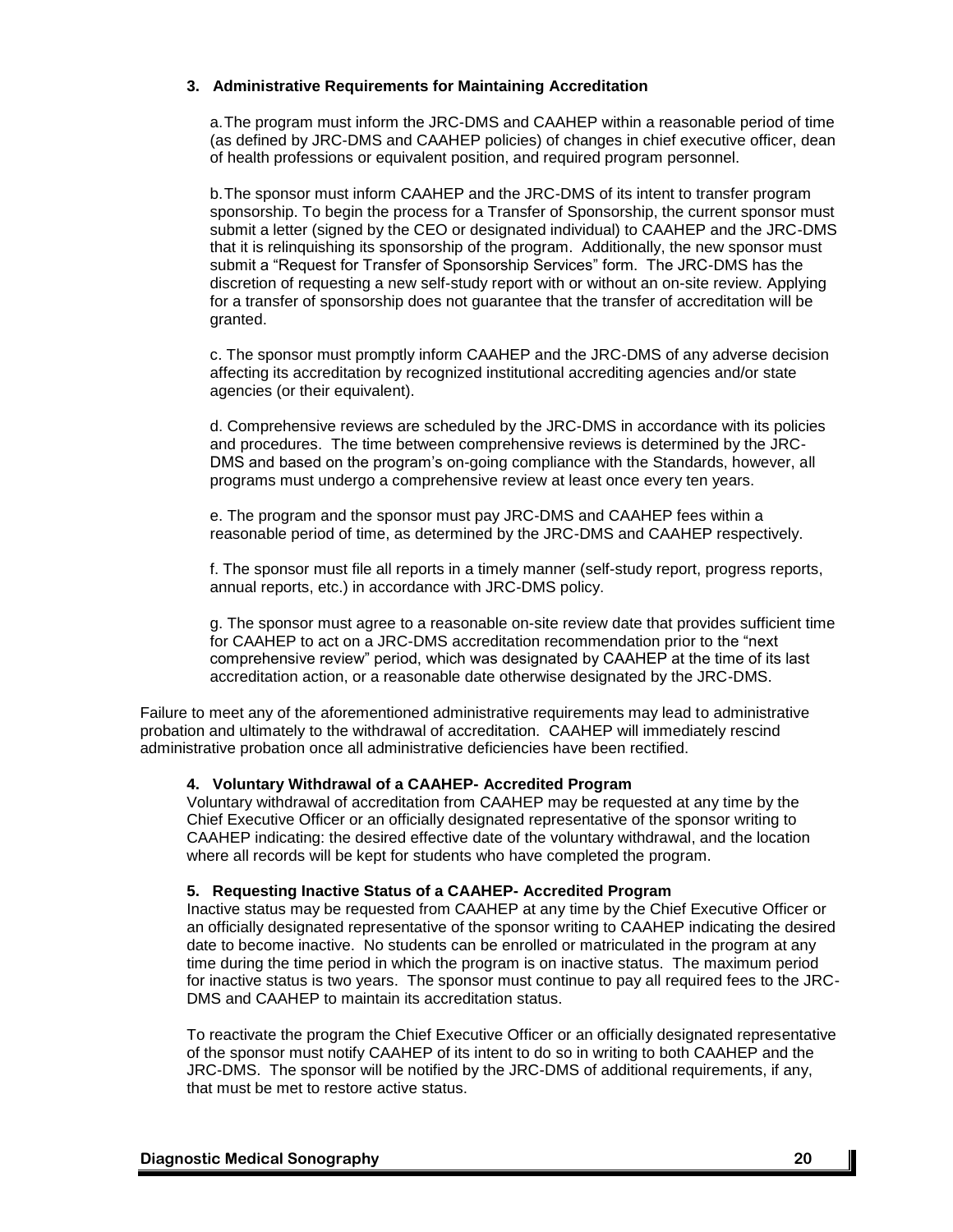### 3. Administrative Requirements for Maintaining Accreditation

a. The program must inform the JRC-DMS and CAAHEP within a reasonable period of time (as defined by JRC-DMS and CAAHEP policies) of changes in chief executive officer, dean of health professions or equivalent position, and required program personnel.

b. The sponsor must inform CAAHEP and the JRC-DMS of its intent to transfer program sponsorship. To begin the process for a Transfer of Sponsorship, the current sponsor must submit a letter (signed by the CEO or designated individual) to CAAHEP and the JRC-DMS that it is relinquishing its sponsorship of the program. Additionally, the new sponsor must submit a "Request for Transfer of Sponsorship Services" form. The JRC-DMS has the discretion of requesting a new self-study report with or without an on-site review. Applying for a transfer of sponsorship does not guarantee that the transfer of accreditation will be granted.

c. The sponsor must promptly inform CAAHEP and the JRC-DMS of any adverse decision affecting its accreditation by recognized institutional accrediting agencies and/or state agencies (or their equivalent).

d. Comprehensive reviews are scheduled by the JRC-DMS in accordance with its policies and procedures. The time between comprehensive reviews is determined by the JRC-DMS and based on the program's on-going compliance with the Standards, however, all programs must undergo a comprehensive review at least once every ten years.

e. The program and the sponsor must pay JRC-DMS and CAAHEP fees within a reasonable period of time, as determined by the JRC-DMS and CAAHEP respectively.

f. The sponsor must file all reports in a timely manner (self-study report, progress reports, annual reports, etc.) in accordance with JRC-DMS policy.

g. The sponsor must agree to a reasonable on-site review date that provides sufficient time for CAAHEP to act on a JRC-DMS accreditation recommendation prior to the "next comprehensive review" period, which was designated by CAAHEP at the time of its last accreditation action, or a reasonable date otherwise designated by the JRC-DMS.

Failure to meet any of the aforementioned administrative requirements may lead to administrative probation and ultimately to the withdrawal of accreditation. CAAHEP will immediately rescind administrative probation once all administrative deficiencies have been rectified.

### 4. Voluntary Withdrawal of a CAAHEP- Accredited Program

Voluntary withdrawal of accreditation from CAAHEP may be requested at any time by the Chief Executive Officer or an officially designated representative of the sponsor writing to CAAHEP indicating: the desired effective date of the voluntary withdrawal, and the location where all records will be kept for students who have completed the program.

### 5. Requesting Inactive Status of a CAAHEP- Accredited Program

Inactive status may be requested from CAAHEP at any time by the Chief Executive Officer or an officially designated representative of the sponsor writing to CAAHEP indicating the desired date to become inactive. No students can be enrolled or matriculated in the program at any time during the time period in which the program is on inactive status. The maximum period for inactive status is two years. The sponsor must continue to pay all required fees to the JRC-DMS and CAAHEP to maintain its accreditation status.

To reactivate the program the Chief Executive Officer or an officially designated representative of the sponsor must notify CAAHEP of its intent to do so in writing to both CAAHEP and the JRC-DMS. The sponsor will be notified by the JRC-DMS of additional requirements, if any, that must be met to restore active status.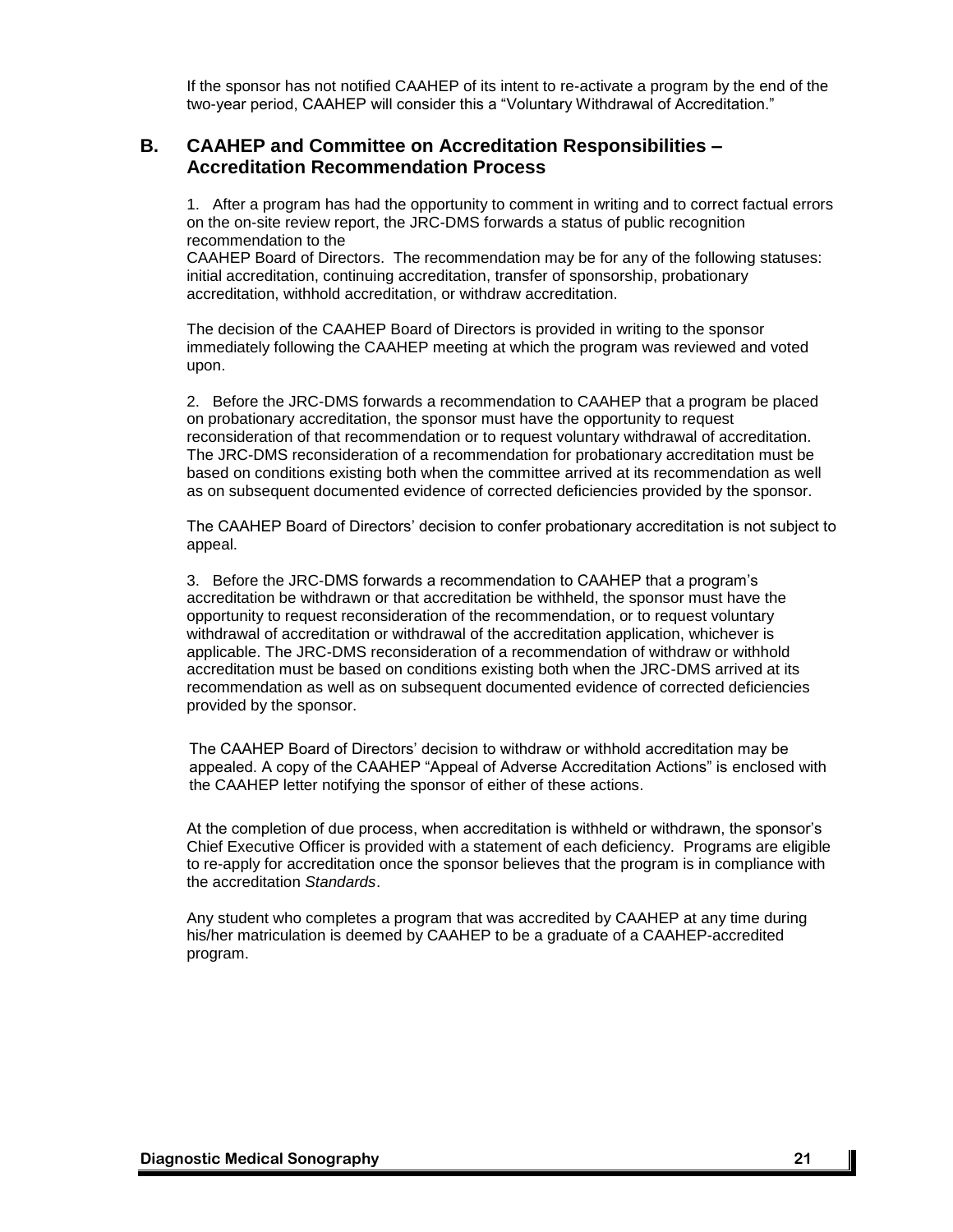If the sponsor has not notified CAAHEP of its intent to re-activate a program by the end of the two-year period, CAAHEP will consider this a "Voluntary Withdrawal of Accreditation."

## B. CAAHEP and Committee on Accreditation Responsibilities – Accreditation Recommendation Process

1. After a program has had the opportunity to comment in writing and to correct factual errors on the on-site review report, the JRC-DMS forwards a status of public recognition recommendation to the CAAHEP Board of Directors. The recommendation may be for any of the following statuses: initial accreditation, continuing accreditation, transfer of sponsorship, probationary accreditation, withhold accreditation, or withdraw accreditation.

   The decision of the CAAHEP Board of Directors is provided in writing to the sponsor immediately following the CAAHEP meeting at which the program was reviewed and voted upon.

2. Before the JRC-DMS forwards a recommendation to CAAHEP that a program be placed on probationary accreditation, the sponsor must have the opportunity to request reconsideration of that recommendation or to request voluntary withdrawal of accreditation. The JRC-DMS reconsideration of a recommendation for probationary accreditation must be based on conditions existing both when the committee arrived at its recommendation as well as on subsequent documented evidence of corrected deficiencies provided by the sponsor.

   The CAAHEP Board of Directors' decision to confer probationary accreditation is not subject to appeal.

3. Before the JRC-DMS forwards a recommendation to CAAHEP that a program's accreditation be withdrawn or that accreditation be withheld, the sponsor must have the opportunity to request reconsideration of the recommendation, or to request voluntary withdrawal of accreditation or withdrawal of the accreditation application, whichever is applicable. The JRC-DMS reconsideration of a recommendation of withdraw or withhold accreditation must be based on conditions existing both when the JRC-DMS arrived at its recommendation as well as on subsequent documented evidence of corrected deficiencies provided by the sponsor.

   The CAAHEP Board of Directors' decision to withdraw or withhold accreditation may be appealed. A copy of the CAAHEP "Appeal of Adverse Accreditation Actions" is enclosed with the CAAHEP letter notifying the sponsor of either of these actions.

At the completion of due process, when accreditation is withheld or withdrawn, the sponsor's Chief Executive Officer is provided with a statement of each deficiency. Programs are eligible to re-apply for accreditation once the sponsor believes that the program is in compliance with the accreditation *Standards*.

Any student who completes a program that was accredited by CAAHEP at any time during his/her matriculation is deemed by CAAHEP to be a graduate of a CAAHEP-accredited program.